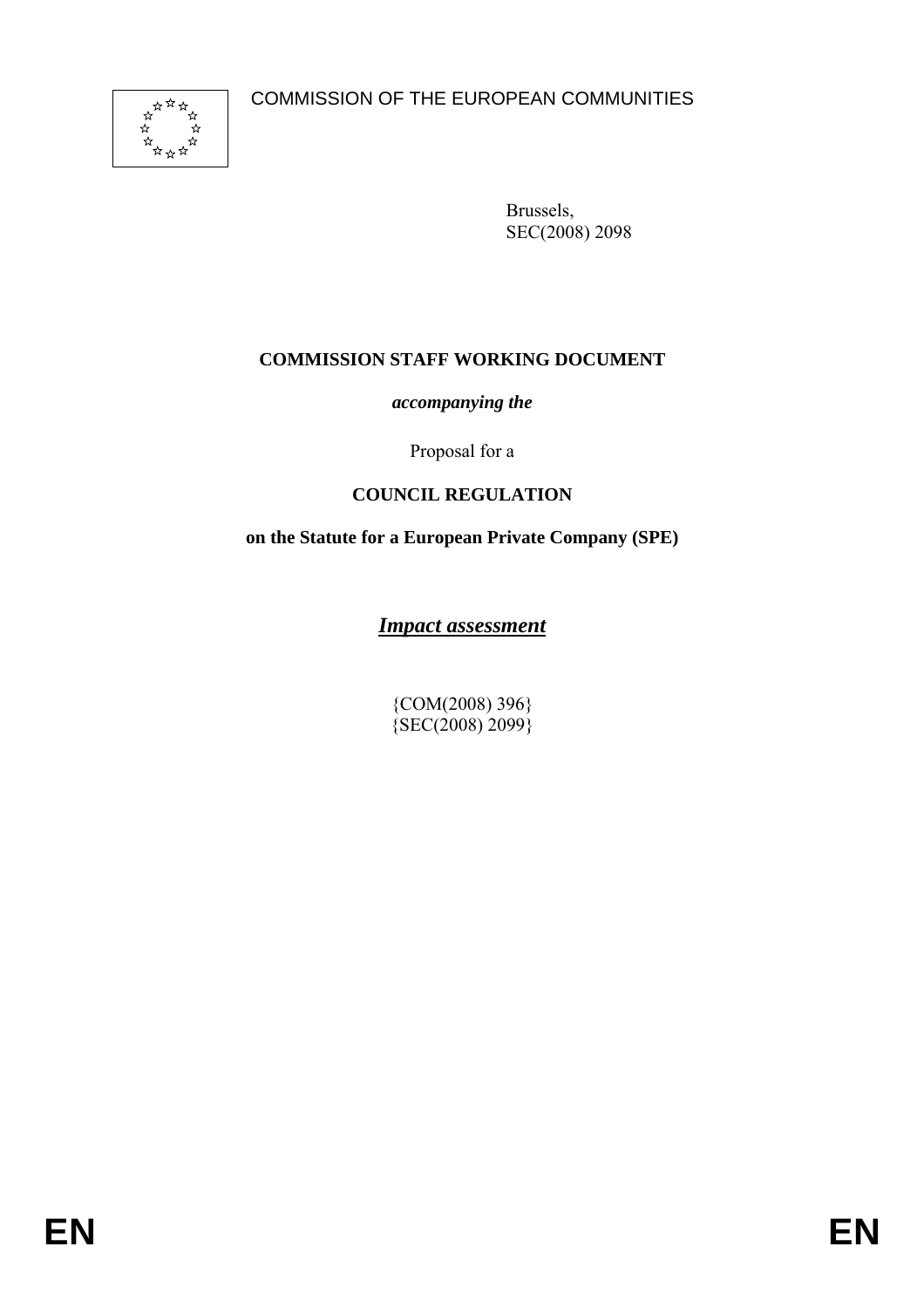COMMISSION OF THE EUROPEAN COMMUNITIES

Brussels,
SEC(2008) 2098

**COMMISSION STAFF WORKING DOCUMENT**

***accompanying the***

Proposal for a

**COUNCIL REGULATION**

**on the Statute for a European Private Company (SPE)**

***Impact assessment***

{COM(2008) 396}
{SEC(2008) 2099}

EN EN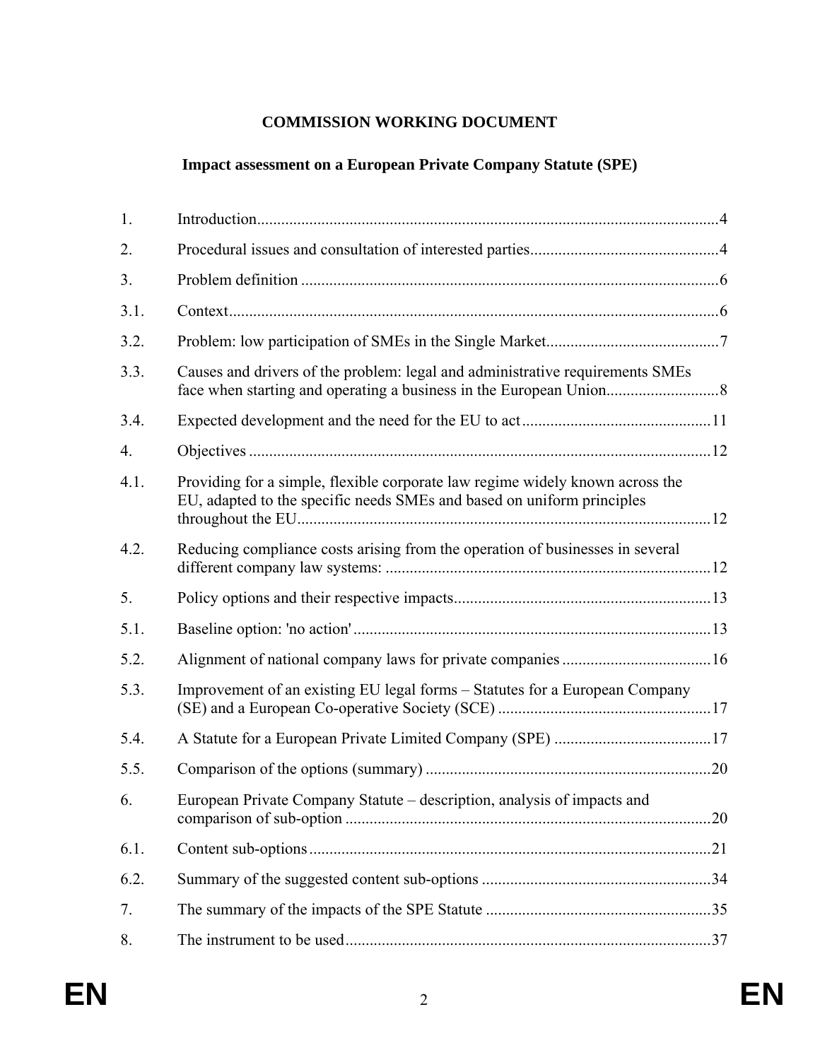**COMMISSION WORKING DOCUMENT**

**Impact assessment on a European Private Company Statute (SPE)**

1. Introduction ... 4
2. Procedural issues and consultation of interested parties ... 4
3. Problem definition ... 6
3.1. Context ... 6
3.2. Problem: low participation of SMEs in the Single Market ... 7
3.3. Causes and drivers of the problem: legal and administrative requirements SMEs face when starting and operating a business in the European Union ... 8
3.4. Expected development and the need for the EU to act ... 11
4. Objectives ... 12
4.1. Providing for a simple, flexible corporate law regime widely known across the EU, adapted to the specific needs SMEs and based on uniform principles throughout the EU ... 12
4.2. Reducing compliance costs arising from the operation of businesses in several different company law systems: ... 12
5. Policy options and their respective impacts ... 13
5.1. Baseline option: 'no action' ... 13
5.2. Alignment of national company laws for private companies ... 16
5.3. Improvement of an existing EU legal forms – Statutes for a European Company (SE) and a European Co-operative Society (SCE) ... 17
5.4. A Statute for a European Private Limited Company (SPE) ... 17
5.5. Comparison of the options (summary) ... 20
6. European Private Company Statute – description, analysis of impacts and comparison of sub-option ... 20
6.1. Content sub-options ... 21
6.2. Summary of the suggested content sub-options ... 34
7. The summary of the impacts of the SPE Statute ... 35
8. The instrument to be used ... 37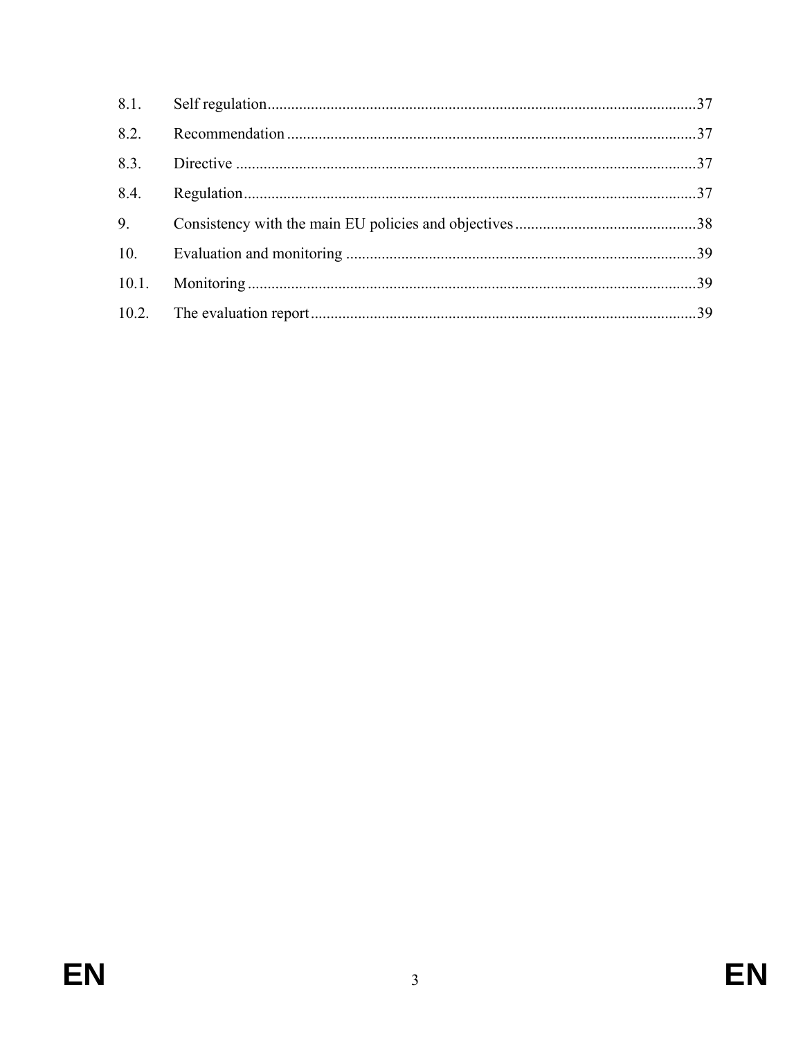8.1. Self regulation ..... 37

8.2. Recommendation ..... 37

8.3. Directive ..... 37

8.4. Regulation ..... 37

9. Consistency with the main EU policies and objectives ..... 38

10. Evaluation and monitoring ..... 39

10.1. Monitoring ..... 39

10.2. The evaluation report ..... 39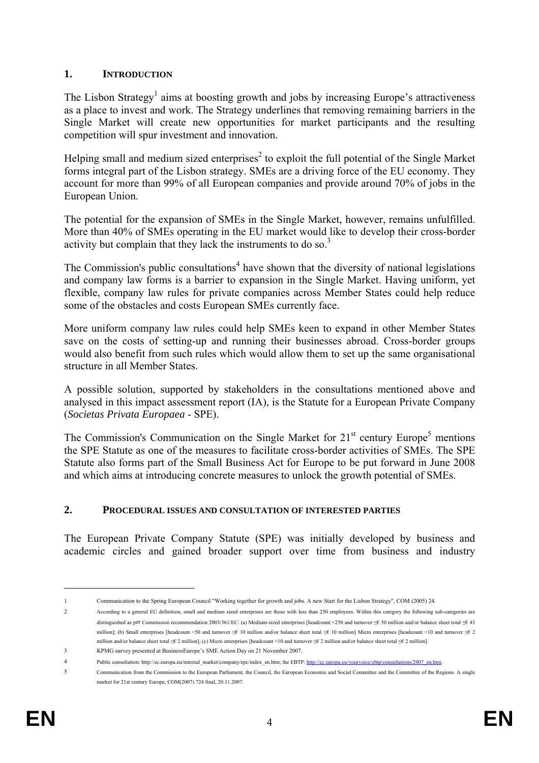## 1. INTRODUCTION

The Lisbon Strategy[1] aims at boosting growth and jobs by increasing Europe's attractiveness as a place to invest and work. The Strategy underlines that removing remaining barriers in the Single Market will create new opportunities for market participants and the resulting competition will spur investment and innovation.

Helping small and medium sized enterprises[2] to exploit the full potential of the Single Market forms integral part of the Lisbon strategy. SMEs are a driving force of the EU economy. They account for more than 99% of all European companies and provide around 70% of jobs in the European Union.

The potential for the expansion of SMEs in the Single Market, however, remains unfulfilled. More than 40% of SMEs operating in the EU market would like to develop their cross-border activity but complain that they lack the instruments to do so.[3]

The Commission's public consultations[4] have shown that the diversity of national legislations and company law forms is a barrier to expansion in the Single Market. Having uniform, yet flexible, company law rules for private companies across Member States could help reduce some of the obstacles and costs European SMEs currently face.

More uniform company law rules could help SMEs keen to expand in other Member States save on the costs of setting-up and running their businesses abroad. Cross-border groups would also benefit from such rules which would allow them to set up the same organisational structure in all Member States.

A possible solution, supported by stakeholders in the consultations mentioned above and analysed in this impact assessment report (IA), is the Statute for a European Private Company (*Societas Privata Europaea* - SPE).

The Commission's Communication on the Single Market for 21st century Europe[5] mentions the SPE Statute as one of the measures to facilitate cross-border activities of SMEs. The SPE Statute also forms part of the Small Business Act for Europe to be put forward in June 2008 and which aims at introducing concrete measures to unlock the growth potential of SMEs.

## 2. PROCEDURAL ISSUES AND CONSULTATION OF INTERESTED PARTIES

The European Private Company Statute (SPE) was initially developed by business and academic circles and gained broader support over time from business and industry

---

1 Communication to the Spring European Council "Working together for growth and jobs. A new Start for the Lisbon Strategy", COM (2005) 24.

2 According to a general EU definition, small and medium sized enterprises are those with less than 250 employees. Within this category the following sub-categories are distinguished as per Commission recommendation 2003/361/EC: (a) Medium-sized enterprises [headcount <250 and turnover ≤€ 50 million and/or balance sheet total ≤€ 43 million]; (b) Small enterprises [headcount <50 and turnover ≤€ 10 million and/or balance sheet total ≤€ 10 million] Micro enterprises [headcount <10 and turnover ≤€ 2 million and/or balance sheet total ≤€ 2 million]; (c) Micro enterprises [headcount <10 and turnover ≤€ 2 million and/or balance sheet total ≤€ 2 million].

3 KPMG survey presented at BusinessEurope's SME Action Day on 21 November 2007.

4 Public consultation: http://ec.europa.eu/internal_market/company/epc/index_en.htm; the EBTP: http://ec.europa.eu/yourvoice/ebtp/consultations/2007_en.htm.

5 Communication from the Commission to the European Parliament, the Council, the European Economic and Social Committee and the Committee of the Regions. A single market for 21st century Europe, COM(2007) 724 final, 20.11.2007.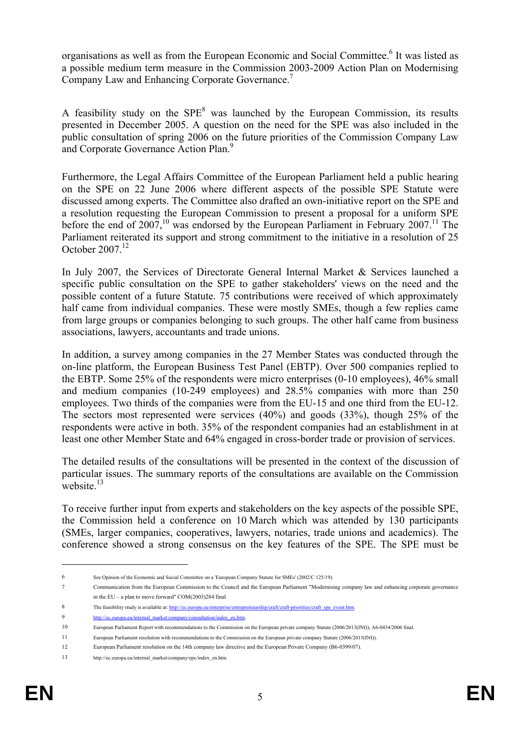organisations as well as from the European Economic and Social Committee.[6] It was listed as a possible medium term measure in the Commission 2003-2009 Action Plan on Modernising Company Law and Enhancing Corporate Governance.[7]

A feasibility study on the SPE[8] was launched by the European Commission, its results presented in December 2005. A question on the need for the SPE was also included in the public consultation of spring 2006 on the future priorities of the Commission Company Law and Corporate Governance Action Plan.[9]

Furthermore, the Legal Affairs Committee of the European Parliament held a public hearing on the SPE on 22 June 2006 where different aspects of the possible SPE Statute were discussed among experts. The Committee also drafted an own-initiative report on the SPE and a resolution requesting the European Commission to present a proposal for a uniform SPE before the end of 2007,[10] was endorsed by the European Parliament in February 2007.[11] The Parliament reiterated its support and strong commitment to the initiative in a resolution of 25 October 2007.[12]

In July 2007, the Services of Directorate General Internal Market & Services launched a specific public consultation on the SPE to gather stakeholders' views on the need and the possible content of a future Statute. 75 contributions were received of which approximately half came from individual companies. These were mostly SMEs, though a few replies came from large groups or companies belonging to such groups. The other half came from business associations, lawyers, accountants and trade unions.

In addition, a survey among companies in the 27 Member States was conducted through the on-line platform, the European Business Test Panel (EBTP). Over 500 companies replied to the EBTP. Some 25% of the respondents were micro enterprises (0-10 employees), 46% small and medium companies (10-249 employees) and 28.5% companies with more than 250 employees. Two thirds of the companies were from the EU-15 and one third from the EU-12. The sectors most represented were services (40%) and goods (33%), though 25% of the respondents were active in both. 35% of the respondent companies had an establishment in at least one other Member State and 64% engaged in cross-border trade or provision of services.

The detailed results of the consultations will be presented in the context of the discussion of particular issues. The summary reports of the consultations are available on the Commission website.[13]

To receive further input from experts and stakeholders on the key aspects of the possible SPE, the Commission held a conference on 10 March which was attended by 130 participants (SMEs, larger companies, cooperatives, lawyers, notaries, trade unions and academics). The conference showed a strong consensus on the key features of the SPE. The SPE must be

---

6 See Opinion of the Economic and Social Committee on a 'European Company Statute for SMEs' (2002/C 125/19).

7 Communication from the European Commission to the Council and the European Parliament "Modernising company law and enhancing corporate governance in the EU – a plan to move forward" COM(2003)284 final

8 The feasibility study is available at: http://ec.europa.eu/enterprise/entrepreneurship/craft/craft-priorities/craft_spe_event.htm.

9 http://ec.europa.eu/internal_market/company/consultation/index_en.htm.

10 European Parliament Report with recommendations to the Commission on the European private company Statute (2006/2013(INI)), A6-0434/2006 final.

11 European Parliament resolution with recommendations to the Commission on the European private company Statute (2006/2013(INI)).

12 European Parliament resolution on the 14th company law directive and the European Private Company (B6-0399/07).

13 http://ec.europa.eu/internal_market/company/epc/index_en.htm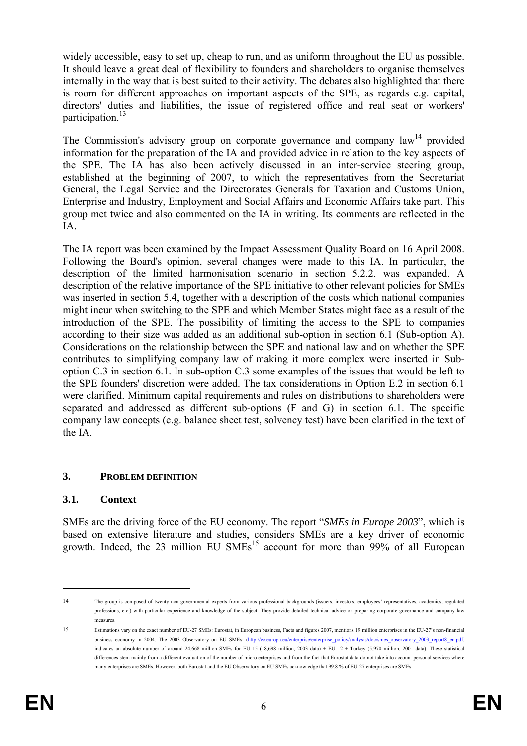widely accessible, easy to set up, cheap to run, and as uniform throughout the EU as possible. It should leave a great deal of flexibility to founders and shareholders to organise themselves internally in the way that is best suited to their activity. The debates also highlighted that there is room for different approaches on important aspects of the SPE, as regards e.g. capital, directors' duties and liabilities, the issue of registered office and real seat or workers' participation.[13]

The Commission's advisory group on corporate governance and company law[14] provided information for the preparation of the IA and provided advice in relation to the key aspects of the SPE. The IA has also been actively discussed in an inter-service steering group, established at the beginning of 2007, to which the representatives from the Secretariat General, the Legal Service and the Directorates Generals for Taxation and Customs Union, Enterprise and Industry, Employment and Social Affairs and Economic Affairs take part. This group met twice and also commented on the IA in writing. Its comments are reflected in the IA.

The IA report was been examined by the Impact Assessment Quality Board on 16 April 2008. Following the Board's opinion, several changes were made to this IA. In particular, the description of the limited harmonisation scenario in section 5.2.2. was expanded. A description of the relative importance of the SPE initiative to other relevant policies for SMEs was inserted in section 5.4, together with a description of the costs which national companies might incur when switching to the SPE and which Member States might face as a result of the introduction of the SPE. The possibility of limiting the access to the SPE to companies according to their size was added as an additional sub-option in section 6.1 (Sub-option A). Considerations on the relationship between the SPE and national law and on whether the SPE contributes to simplifying company law of making it more complex were inserted in Sub-option C.3 in section 6.1. In sub-option C.3 some examples of the issues that would be left to the SPE founders' discretion were added. The tax considerations in Option E.2 in section 6.1 were clarified. Minimum capital requirements and rules on distributions to shareholders were separated and addressed as different sub-options (F and G) in section 6.1. The specific company law concepts (e.g. balance sheet test, solvency test) have been clarified in the text of the IA.

## 3. PROBLEM DEFINITION

### 3.1. Context

SMEs are the driving force of the EU economy. The report "*SMEs in Europe 2003*", which is based on extensive literature and studies, considers SMEs are a key driver of economic growth. Indeed, the 23 million EU SMEs[15] account for more than 99% of all European

---

14 The group is composed of twenty non-governmental experts from various professional backgrounds (issuers, investors, employees' representatives, academics, regulated professions, etc.) with particular experience and knowledge of the subject. They provide detailed technical advice on preparing corporate governance and company law measures.

15 Estimations vary on the exact number of EU-27 SMEs: Eurostat, in European business, Facts and figures 2007, mentions 19 million enterprises in the EU-27's non-financial business economy in 2004. The 2003 Observatory on EU SMEs: (http://ec.europa.eu/enterprise/enterprise_policy/analysis/doc/smes_observatory_2003_report8_en.pdf, indicates an absolute number of around 24,668 million SMEs for EU 15 (18,698 million, 2003 data) + EU 12 + Turkey (5,970 million, 2001 data). These statistical differences stem mainly from a different evaluation of the number of micro enterprises and from the fact that Eurostat data do not take into account personal services where many enterprises are SMEs. However, both Eurostat and the EU Observatory on EU SMEs acknowledge that 99.8 % of EU-27 enterprises are SMEs.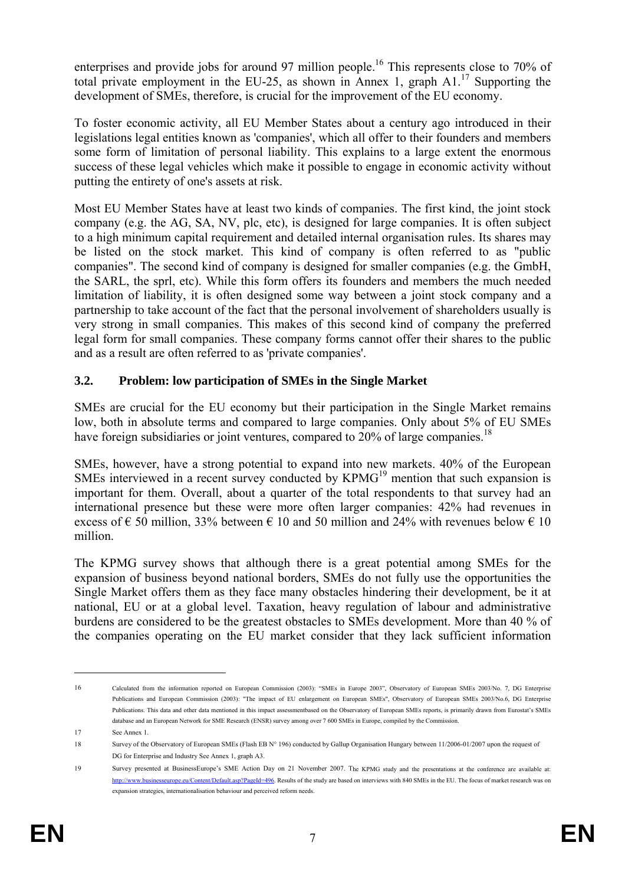enterprises and provide jobs for around 97 million people.[16] This represents close to 70% of total private employment in the EU-25, as shown in Annex 1, graph A1.[17] Supporting the development of SMEs, therefore, is crucial for the improvement of the EU economy.

To foster economic activity, all EU Member States about a century ago introduced in their legislations legal entities known as 'companies', which all offer to their founders and members some form of limitation of personal liability. This explains to a large extent the enormous success of these legal vehicles which make it possible to engage in economic activity without putting the entirety of one's assets at risk.

Most EU Member States have at least two kinds of companies. The first kind, the joint stock company (e.g. the AG, SA, NV, plc, etc), is designed for large companies. It is often subject to a high minimum capital requirement and detailed internal organisation rules. Its shares may be listed on the stock market. This kind of company is often referred to as "public companies". The second kind of company is designed for smaller companies (e.g. the GmbH, the SARL, the sprl, etc). While this form offers its founders and members the much needed limitation of liability, it is often designed some way between a joint stock company and a partnership to take account of the fact that the personal involvement of shareholders usually is very strong in small companies. This makes of this second kind of company the preferred legal form for small companies. These company forms cannot offer their shares to the public and as a result are often referred to as 'private companies'.

## 3.2. Problem: low participation of SMEs in the Single Market

SMEs are crucial for the EU economy but their participation in the Single Market remains low, both in absolute terms and compared to large companies. Only about 5% of EU SMEs have foreign subsidiaries or joint ventures, compared to 20% of large companies.[18]

SMEs, however, have a strong potential to expand into new markets. 40% of the European SMEs interviewed in a recent survey conducted by KPMG[19] mention that such expansion is important for them. Overall, about a quarter of the total respondents to that survey had an international presence but these were more often larger companies: 42% had revenues in excess of € 50 million, 33% between € 10 and 50 million and 24% with revenues below € 10 million.

The KPMG survey shows that although there is a great potential among SMEs for the expansion of business beyond national borders, SMEs do not fully use the opportunities the Single Market offers them as they face many obstacles hindering their development, be it at national, EU or at a global level. Taxation, heavy regulation of labour and administrative burdens are considered to be the greatest obstacles to SMEs development. More than 40 % of the companies operating on the EU market consider that they lack sufficient information

---

16 Calculated from the information reported on European Commission (2003): "SMEs in Europe 2003", Observatory of European SMEs 2003/No. 7, DG Enterprise Publications and European Commission (2003): "The impact of EU enlargement on European SMEs", Observatory of European SMEs 2003/No.6, DG Enterprise Publications. This data and other data mentioned in this impact assessmentbased on the Observatory of European SMEs reports, is primarily drawn from Eurostat's SMEs database and an European Network for SME Research (ENSR) survey among over 7 600 SMEs in Europe, compiled by the Commission.

17 See Annex 1.

18 Survey of the Observatory of European SMEs (Flash EB N° 196) conducted by Gallup Organisation Hungary between 11/2006-01/2007 upon the request of DG for Enterprise and Industry See Annex 1, graph A3.

19 Survey presented at BusinessEurope's SME Action Day on 21 November 2007. The KPMG study and the presentations at the conference are available at: http://www.businesseurope.eu/Content/Default.asp?PageId=496. Results of the study are based on interviews with 840 SMEs in the EU. The focus of market research was on expansion strategies, internationalisation behaviour and perceived reform needs.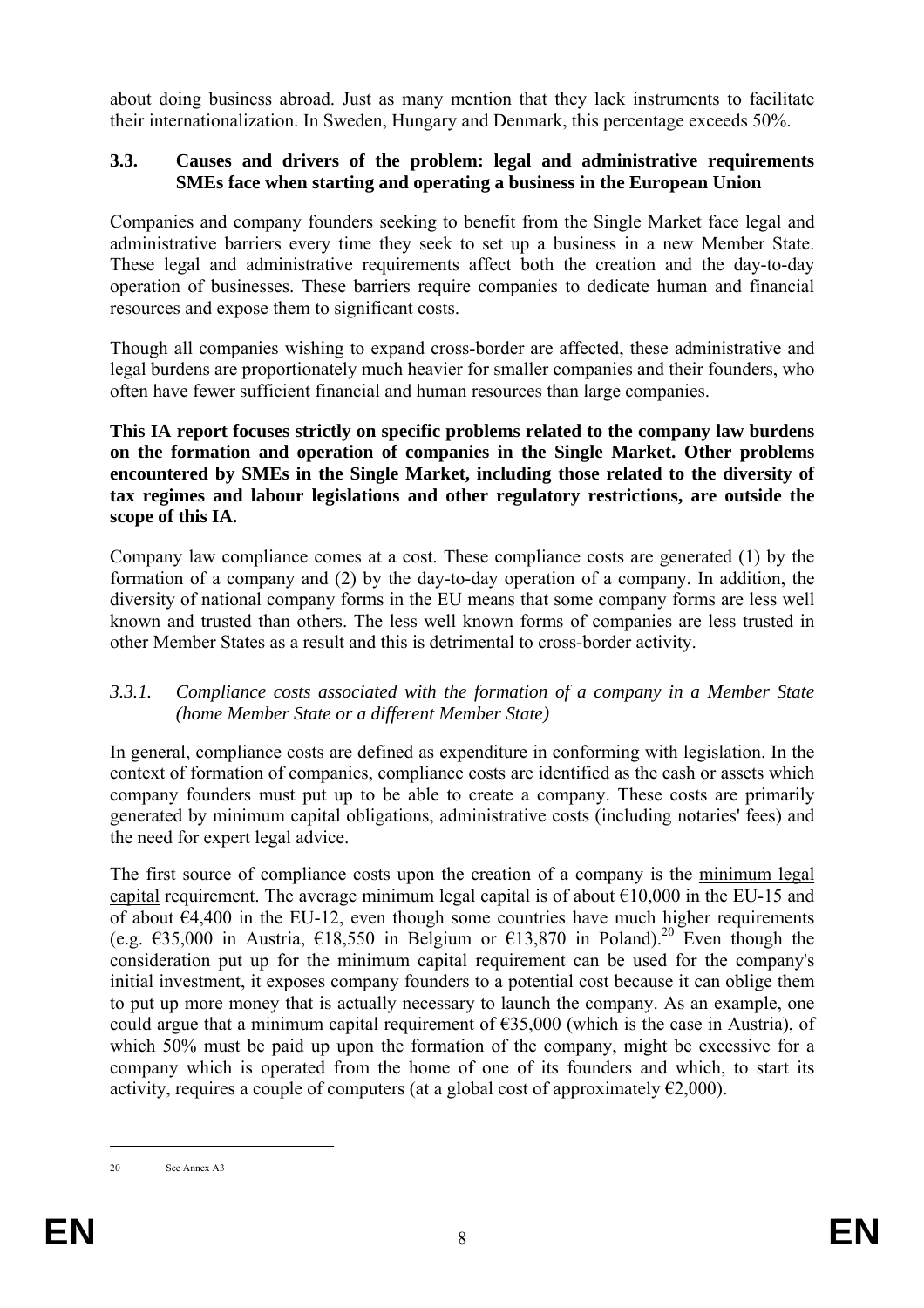about doing business abroad. Just as many mention that they lack instruments to facilitate their internationalization. In Sweden, Hungary and Denmark, this percentage exceeds 50%.

### 3.3. Causes and drivers of the problem: legal and administrative requirements SMEs face when starting and operating a business in the European Union

Companies and company founders seeking to benefit from the Single Market face legal and administrative barriers every time they seek to set up a business in a new Member State. These legal and administrative requirements affect both the creation and the day-to-day operation of businesses. These barriers require companies to dedicate human and financial resources and expose them to significant costs.

Though all companies wishing to expand cross-border are affected, these administrative and legal burdens are proportionately much heavier for smaller companies and their founders, who often have fewer sufficient financial and human resources than large companies.

**This IA report focuses strictly on specific problems related to the company law burdens on the formation and operation of companies in the Single Market. Other problems encountered by SMEs in the Single Market, including those related to the diversity of tax regimes and labour legislations and other regulatory restrictions, are outside the scope of this IA.**

Company law compliance comes at a cost. These compliance costs are generated (1) by the formation of a company and (2) by the day-to-day operation of a company. In addition, the diversity of national company forms in the EU means that some company forms are less well known and trusted than others. The less well known forms of companies are less trusted in other Member States as a result and this is detrimental to cross-border activity.

#### *3.3.1. Compliance costs associated with the formation of a company in a Member State (home Member State or a different Member State)*

In general, compliance costs are defined as expenditure in conforming with legislation. In the context of formation of companies, compliance costs are identified as the cash or assets which company founders must put up to be able to create a company. These costs are primarily generated by minimum capital obligations, administrative costs (including notaries' fees) and the need for expert legal advice.

The first source of compliance costs upon the creation of a company is the minimum legal capital requirement. The average minimum legal capital is of about €10,000 in the EU-15 and of about €4,400 in the EU-12, even though some countries have much higher requirements (e.g. €35,000 in Austria, €18,550 in Belgium or €13,870 in Poland).[20] Even though the consideration put up for the minimum capital requirement can be used for the company's initial investment, it exposes company founders to a potential cost because it can oblige them to put up more money that is actually necessary to launch the company. As an example, one could argue that a minimum capital requirement of €35,000 (which is the case in Austria), of which 50% must be paid up upon the formation of the company, might be excessive for a company which is operated from the home of one of its founders and which, to start its activity, requires a couple of computers (at a global cost of approximately €2,000).

20 See Annex A3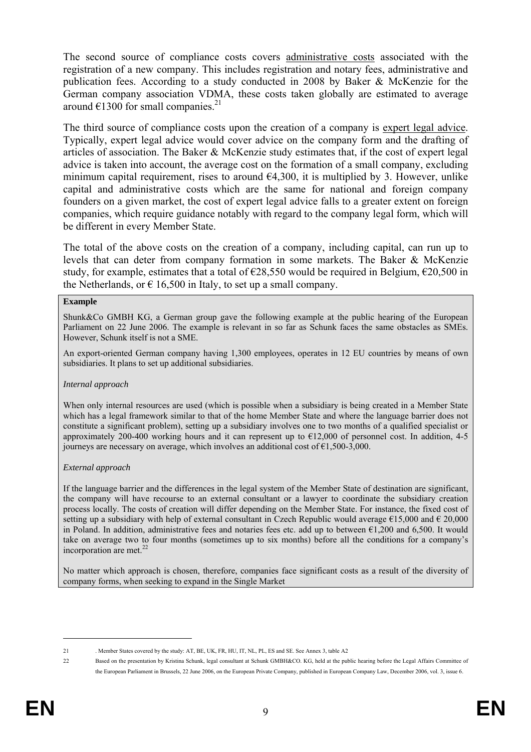The second source of compliance costs covers administrative costs associated with the registration of a new company. This includes registration and notary fees, administrative and publication fees. According to a study conducted in 2008 by Baker & McKenzie for the German company association VDMA, these costs taken globally are estimated to average around €1300 for small companies.[21]

The third source of compliance costs upon the creation of a company is expert legal advice. Typically, expert legal advice would cover advice on the company form and the drafting of articles of association. The Baker & McKenzie study estimates that, if the cost of expert legal advice is taken into account, the average cost on the formation of a small company, excluding minimum capital requirement, rises to around €4,300, it is multiplied by 3. However, unlike capital and administrative costs which are the same for national and foreign company founders on a given market, the cost of expert legal advice falls to a greater extent on foreign companies, which require guidance notably with regard to the company legal form, which will be different in every Member State.

The total of the above costs on the creation of a company, including capital, can run up to levels that can deter from company formation in some markets. The Baker & McKenzie study, for example, estimates that a total of €28,550 would be required in Belgium, €20,500 in the Netherlands, or € 16,500 in Italy, to set up a small company.

**Example**

Shunk&Co GMBH KG, a German group gave the following example at the public hearing of the European Parliament on 22 June 2006. The example is relevant in so far as Schunk faces the same obstacles as SMEs. However, Schunk itself is not a SME.

An export-oriented German company having 1,300 employees, operates in 12 EU countries by means of own subsidiaries. It plans to set up additional subsidiaries.

*Internal approach*

When only internal resources are used (which is possible when a subsidiary is being created in a Member State which has a legal framework similar to that of the home Member State and where the language barrier does not constitute a significant problem), setting up a subsidiary involves one to two months of a qualified specialist or approximately 200-400 working hours and it can represent up to €12,000 of personnel cost. In addition, 4-5 journeys are necessary on average, which involves an additional cost of €1,500-3,000.

*External approach*

If the language barrier and the differences in the legal system of the Member State of destination are significant, the company will have recourse to an external consultant or a lawyer to coordinate the subsidiary creation process locally. The costs of creation will differ depending on the Member State. For instance, the fixed cost of setting up a subsidiary with help of external consultant in Czech Republic would average €15,000 and € 20,000 in Poland. In addition, administrative fees and notaries fees etc. add up to between €1,200 and 6,500. It would take on average two to four months (sometimes up to six months) before all the conditions for a company's incorporation are met.[22]

No matter which approach is chosen, therefore, companies face significant costs as a result of the diversity of company forms, when seeking to expand in the Single Market

---

21 . Member States covered by the study: AT, BE, UK, FR, HU, IT, NL, PL, ES and SE. See Annex 3, table A2

22 Based on the presentation by Kristina Schunk, legal consultant at Schunk GMBH&CO. KG, held at the public hearing before the Legal Affairs Committee of the European Parliament in Brussels, 22 June 2006, on the European Private Company, published in European Company Law, December 2006, vol. 3, issue 6.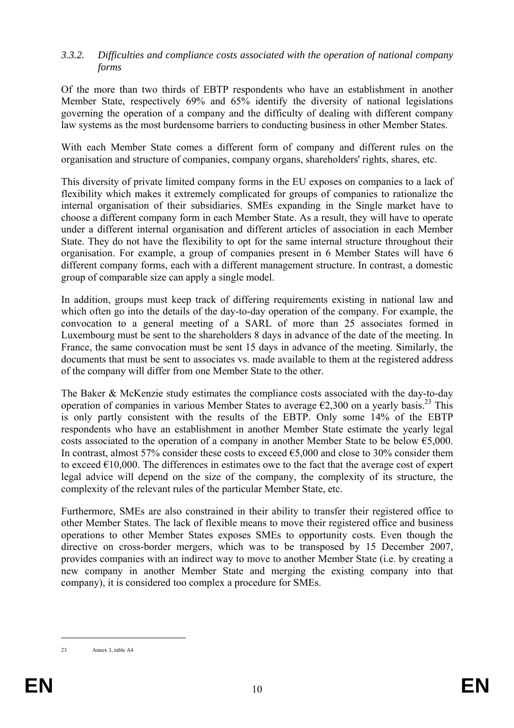### *3.3.2. Difficulties and compliance costs associated with the operation of national company forms*

Of the more than two thirds of EBTP respondents who have an establishment in another Member State, respectively 69% and 65% identify the diversity of national legislations governing the operation of a company and the difficulty of dealing with different company law systems as the most burdensome barriers to conducting business in other Member States.

With each Member State comes a different form of company and different rules on the organisation and structure of companies, company organs, shareholders' rights, shares, etc.

This diversity of private limited company forms in the EU exposes on companies to a lack of flexibility which makes it extremely complicated for groups of companies to rationalize the internal organisation of their subsidiaries. SMEs expanding in the Single market have to choose a different company form in each Member State. As a result, they will have to operate under a different internal organisation and different articles of association in each Member State. They do not have the flexibility to opt for the same internal structure throughout their organisation. For example, a group of companies present in 6 Member States will have 6 different company forms, each with a different management structure. In contrast, a domestic group of comparable size can apply a single model.

In addition, groups must keep track of differing requirements existing in national law and which often go into the details of the day-to-day operation of the company. For example, the convocation to a general meeting of a SARL of more than 25 associates formed in Luxembourg must be sent to the shareholders 8 days in advance of the date of the meeting. In France, the same convocation must be sent 15 days in advance of the meeting. Similarly, the documents that must be sent to associates vs. made available to them at the registered address of the company will differ from one Member State to the other.

The Baker & McKenzie study estimates the compliance costs associated with the day-to-day operation of companies in various Member States to average €2,300 on a yearly basis.[23] This is only partly consistent with the results of the EBTP. Only some 14% of the EBTP respondents who have an establishment in another Member State estimate the yearly legal costs associated to the operation of a company in another Member State to be below €5,000. In contrast, almost 57% consider these costs to exceed €5,000 and close to 30% consider them to exceed €10,000. The differences in estimates owe to the fact that the average cost of expert legal advice will depend on the size of the company, the complexity of its structure, the complexity of the relevant rules of the particular Member State, etc.

Furthermore, SMEs are also constrained in their ability to transfer their registered office to other Member States. The lack of flexible means to move their registered office and business operations to other Member States exposes SMEs to opportunity costs. Even though the directive on cross-border mergers, which was to be transposed by 15 December 2007, provides companies with an indirect way to move to another Member State (i.e. by creating a new company in another Member State and merging the existing company into that company), it is considered too complex a procedure for SMEs.

---

[23] Annex 3, table A4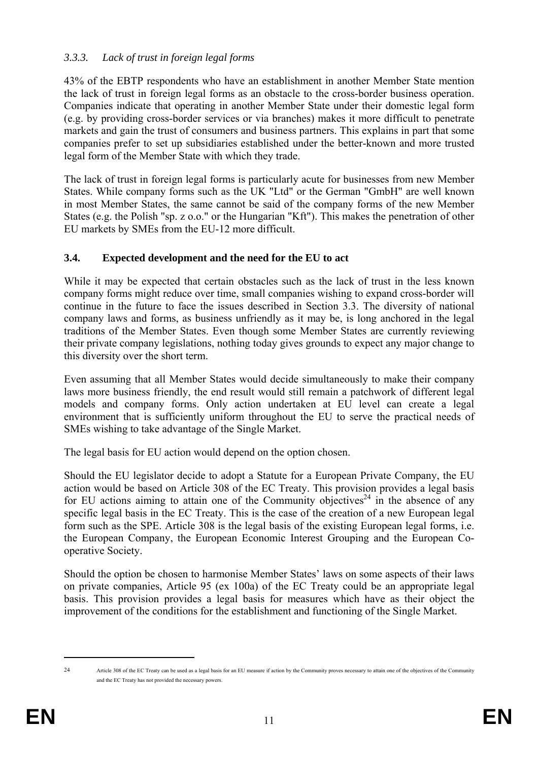### *3.3.3. Lack of trust in foreign legal forms*

43% of the EBTP respondents who have an establishment in another Member State mention the lack of trust in foreign legal forms as an obstacle to the cross-border business operation. Companies indicate that operating in another Member State under their domestic legal form (e.g. by providing cross-border services or via branches) makes it more difficult to penetrate markets and gain the trust of consumers and business partners. This explains in part that some companies prefer to set up subsidiaries established under the better-known and more trusted legal form of the Member State with which they trade.

The lack of trust in foreign legal forms is particularly acute for businesses from new Member States. While company forms such as the UK "Ltd" or the German "GmbH" are well known in most Member States, the same cannot be said of the company forms of the new Member States (e.g. the Polish "sp. z o.o." or the Hungarian "Kft"). This makes the penetration of other EU markets by SMEs from the EU-12 more difficult.

## **3.4. Expected development and the need for the EU to act**

While it may be expected that certain obstacles such as the lack of trust in the less known company forms might reduce over time, small companies wishing to expand cross-border will continue in the future to face the issues described in Section 3.3. The diversity of national company laws and forms, as business unfriendly as it may be, is long anchored in the legal traditions of the Member States. Even though some Member States are currently reviewing their private company legislations, nothing today gives grounds to expect any major change to this diversity over the short term.

Even assuming that all Member States would decide simultaneously to make their company laws more business friendly, the end result would still remain a patchwork of different legal models and company forms. Only action undertaken at EU level can create a legal environment that is sufficiently uniform throughout the EU to serve the practical needs of SMEs wishing to take advantage of the Single Market.

The legal basis for EU action would depend on the option chosen.

Should the EU legislator decide to adopt a Statute for a European Private Company, the EU action would be based on Article 308 of the EC Treaty. This provision provides a legal basis for EU actions aiming to attain one of the Community objectives[24] in the absence of any specific legal basis in the EC Treaty. This is the case of the creation of a new European legal form such as the SPE. Article 308 is the legal basis of the existing European legal forms, i.e. the European Company, the European Economic Interest Grouping and the European Co-operative Society.

Should the option be chosen to harmonise Member States' laws on some aspects of their laws on private companies, Article 95 (ex 100a) of the EC Treaty could be an appropriate legal basis. This provision provides a legal basis for measures which have as their object the improvement of the conditions for the establishment and functioning of the Single Market.

---

24 Article 308 of the EC Treaty can be used as a legal basis for an EU measure if action by the Community proves necessary to attain one of the objectives of the Community and the EC Treaty has not provided the necessary powers.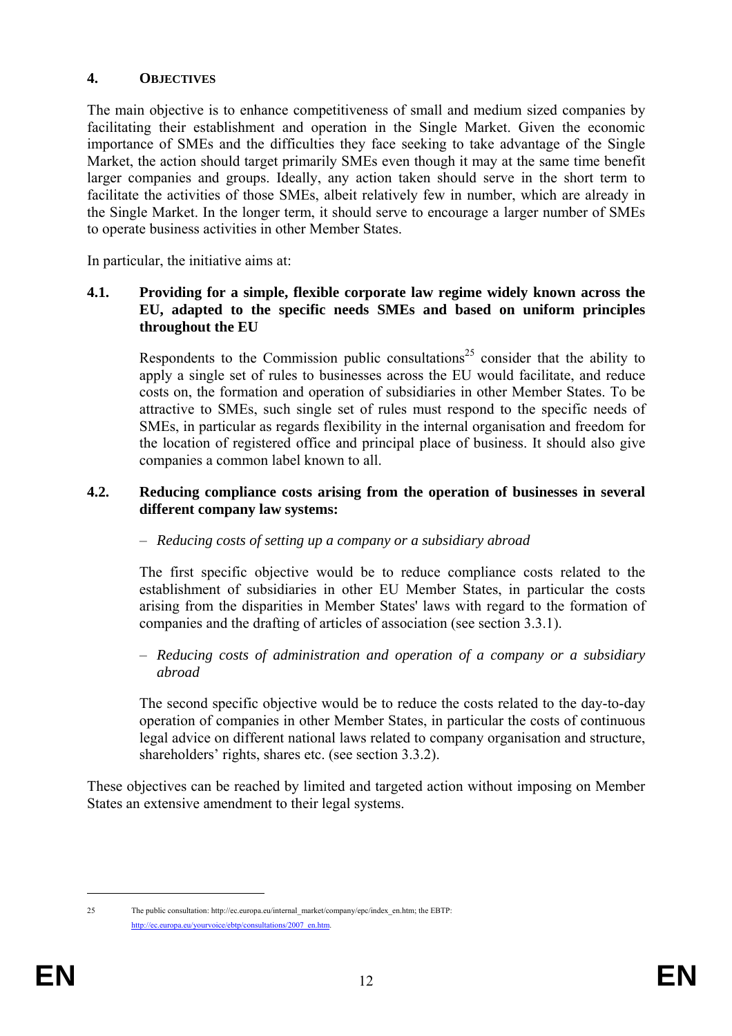## 4. OBJECTIVES

The main objective is to enhance competitiveness of small and medium sized companies by facilitating their establishment and operation in the Single Market. Given the economic importance of SMEs and the difficulties they face seeking to take advantage of the Single Market, the action should target primarily SMEs even though it may at the same time benefit larger companies and groups. Ideally, any action taken should serve in the short term to facilitate the activities of those SMEs, albeit relatively few in number, which are already in the Single Market. In the longer term, it should serve to encourage a larger number of SMEs to operate business activities in other Member States.

In particular, the initiative aims at:

### 4.1. Providing for a simple, flexible corporate law regime widely known across the EU, adapted to the specific needs SMEs and based on uniform principles throughout the EU

Respondents to the Commission public consultations[25] consider that the ability to apply a single set of rules to businesses across the EU would facilitate, and reduce costs on, the formation and operation of subsidiaries in other Member States. To be attractive to SMEs, such single set of rules must respond to the specific needs of SMEs, in particular as regards flexibility in the internal organisation and freedom for the location of registered office and principal place of business. It should also give companies a common label known to all.

### 4.2. Reducing compliance costs arising from the operation of businesses in several different company law systems:

– *Reducing costs of setting up a company or a subsidiary abroad*

The first specific objective would be to reduce compliance costs related to the establishment of subsidiaries in other EU Member States, in particular the costs arising from the disparities in Member States' laws with regard to the formation of companies and the drafting of articles of association (see section 3.3.1).

– *Reducing costs of administration and operation of a company or a subsidiary abroad*

The second specific objective would be to reduce the costs related to the day-to-day operation of companies in other Member States, in particular the costs of continuous legal advice on different national laws related to company organisation and structure, shareholders' rights, shares etc. (see section 3.3.2).

These objectives can be reached by limited and targeted action without imposing on Member States an extensive amendment to their legal systems.

---

25 The public consultation: http://ec.europa.eu/internal_market/company/epc/index_en.htm; the EBTP: http://ec.europa.eu/yourvoice/ebtp/consultations/2007_en.htm.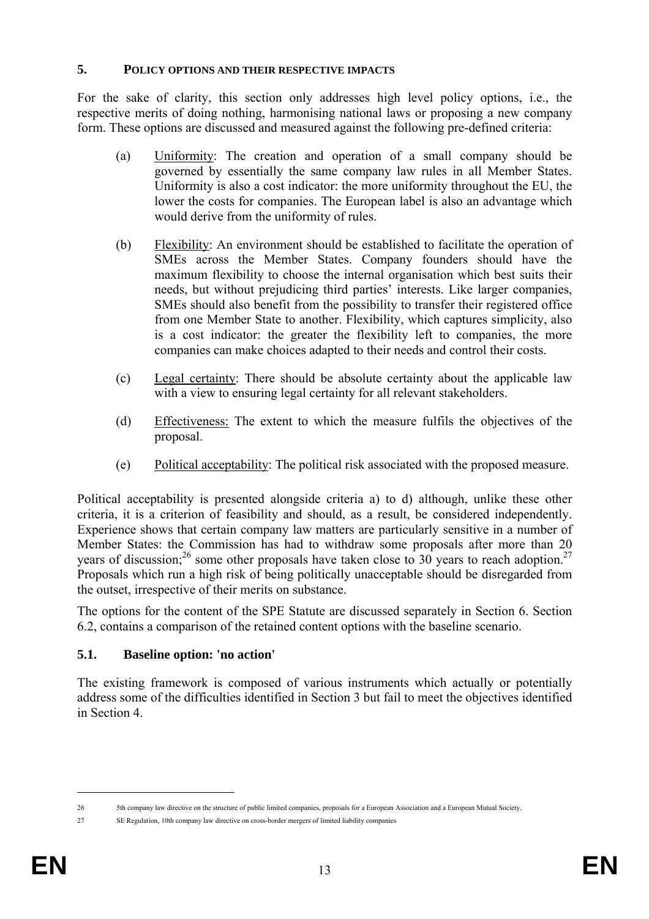## 5. POLICY OPTIONS AND THEIR RESPECTIVE IMPACTS

For the sake of clarity, this section only addresses high level policy options, i.e., the respective merits of doing nothing, harmonising national laws or proposing a new company form. These options are discussed and measured against the following pre-defined criteria:

(a) Uniformity: The creation and operation of a small company should be governed by essentially the same company law rules in all Member States. Uniformity is also a cost indicator: the more uniformity throughout the EU, the lower the costs for companies. The European label is also an advantage which would derive from the uniformity of rules.

(b) Flexibility: An environment should be established to facilitate the operation of SMEs across the Member States. Company founders should have the maximum flexibility to choose the internal organisation which best suits their needs, but without prejudicing third parties' interests. Like larger companies, SMEs should also benefit from the possibility to transfer their registered office from one Member State to another. Flexibility, which captures simplicity, also is a cost indicator: the greater the flexibility left to companies, the more companies can make choices adapted to their needs and control their costs.

(c) Legal certainty: There should be absolute certainty about the applicable law with a view to ensuring legal certainty for all relevant stakeholders.

(d) Effectiveness: The extent to which the measure fulfils the objectives of the proposal.

(e) Political acceptability: The political risk associated with the proposed measure.

Political acceptability is presented alongside criteria a) to d) although, unlike these other criteria, it is a criterion of feasibility and should, as a result, be considered independently. Experience shows that certain company law matters are particularly sensitive in a number of Member States: the Commission has had to withdraw some proposals after more than 20 years of discussion;[26] some other proposals have taken close to 30 years to reach adoption.[27] Proposals which run a high risk of being politically unacceptable should be disregarded from the outset, irrespective of their merits on substance.

The options for the content of the SPE Statute are discussed separately in Section 6. Section 6.2, contains a comparison of the retained content options with the baseline scenario.

### 5.1. Baseline option: 'no action'

The existing framework is composed of various instruments which actually or potentially address some of the difficulties identified in Section 3 but fail to meet the objectives identified in Section 4.

---

26 5th company law directive on the structure of public limited companies, proposals for a European Association and a European Mutual Society.

27 SE Regulation, 10th company law directive on cross-border mergers of limited liability companies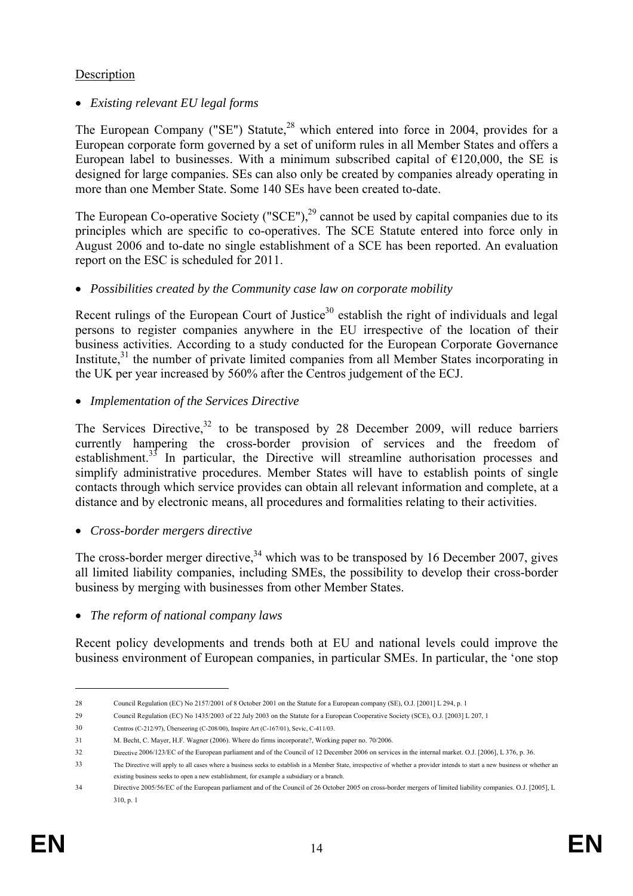Description

- *Existing relevant EU legal forms*

The European Company ("SE") Statute,[28] which entered into force in 2004, provides for a European corporate form governed by a set of uniform rules in all Member States and offers a European label to businesses. With a minimum subscribed capital of €120,000, the SE is designed for large companies. SEs can also only be created by companies already operating in more than one Member State. Some 140 SEs have been created to-date.

The European Co-operative Society ("SCE"),[29] cannot be used by capital companies due to its principles which are specific to co-operatives. The SCE Statute entered into force only in August 2006 and to-date no single establishment of a SCE has been reported. An evaluation report on the ESC is scheduled for 2011.

- *Possibilities created by the Community case law on corporate mobility*

Recent rulings of the European Court of Justice[30] establish the right of individuals and legal persons to register companies anywhere in the EU irrespective of the location of their business activities. According to a study conducted for the European Corporate Governance Institute,[31] the number of private limited companies from all Member States incorporating in the UK per year increased by 560% after the Centros judgement of the ECJ.

- *Implementation of the Services Directive*

The Services Directive,[32] to be transposed by 28 December 2009, will reduce barriers currently hampering the cross-border provision of services and the freedom of establishment.[33] In particular, the Directive will streamline authorisation processes and simplify administrative procedures. Member States will have to establish points of single contacts through which service provides can obtain all relevant information and complete, at a distance and by electronic means, all procedures and formalities relating to their activities.

- *Cross-border mergers directive*

The cross-border merger directive,[34] which was to be transposed by 16 December 2007, gives all limited liability companies, including SMEs, the possibility to develop their cross-border business by merging with businesses from other Member States.

- *The reform of national company laws*

Recent policy developments and trends both at EU and national levels could improve the business environment of European companies, in particular SMEs. In particular, the 'one stop

---

28 Council Regulation (EC) No 2157/2001 of 8 October 2001 on the Statute for a European company (SE), O.J. [2001] L 294, p. 1

29 Council Regulation (EC) No 1435/2003 of 22 July 2003 on the Statute for a European Cooperative Society (SCE), O.J. [2003] L 207, 1

30 Centros (C-212/97), Überseering (C-208/00), Inspire Art (C-167/01), Sevic, C-411/03.

31 M. Becht, C. Mayer, H.F. Wagner (2006). Where do firms incorporate?, Working paper no. 70/2006.

32 Directive 2006/123/EC of the European parliament and of the Council of 12 December 2006 on services in the internal market. O.J. [2006], L 376, p. 36.

33 The Directive will apply to all cases where a business seeks to establish in a Member State, irrespective of whether a provider intends to start a new business or whether an existing business seeks to open a new establishment, for example a subsidiary or a branch.

34 Directive 2005/56/EC of the European parliament and of the Council of 26 October 2005 on cross-border mergers of limited liability companies. O.J. [2005], L 310, p. 1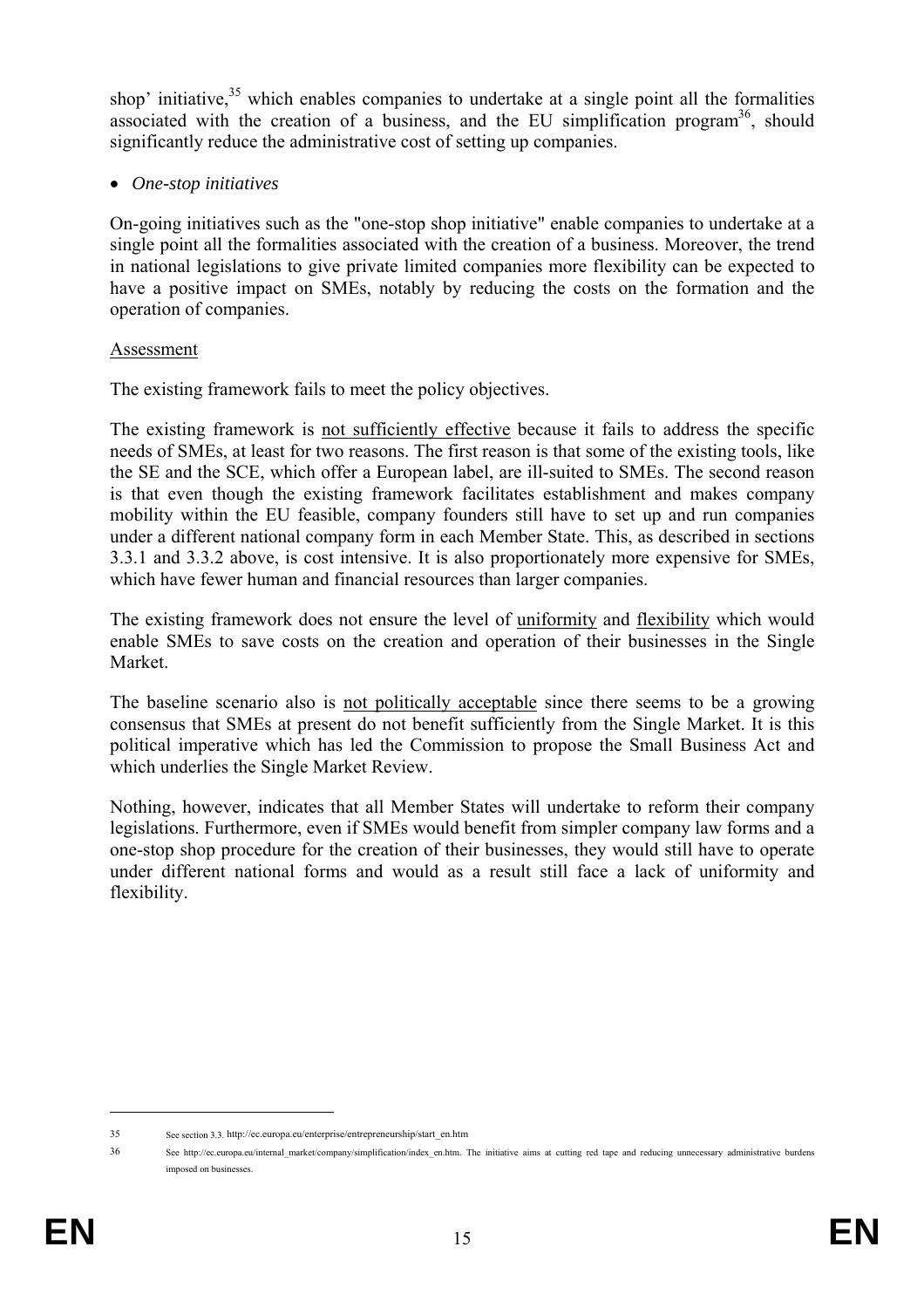shop' initiative,[35] which enables companies to undertake at a single point all the formalities associated with the creation of a business, and the EU simplification program[36], should significantly reduce the administrative cost of setting up companies.

- *One-stop initiatives*

On-going initiatives such as the "one-stop shop initiative" enable companies to undertake at a single point all the formalities associated with the creation of a business. Moreover, the trend in national legislations to give private limited companies more flexibility can be expected to have a positive impact on SMEs, notably by reducing the costs on the formation and the operation of companies.

Assessment

The existing framework fails to meet the policy objectives.

The existing framework is not sufficiently effective because it fails to address the specific needs of SMEs, at least for two reasons. The first reason is that some of the existing tools, like the SE and the SCE, which offer a European label, are ill-suited to SMEs. The second reason is that even though the existing framework facilitates establishment and makes company mobility within the EU feasible, company founders still have to set up and run companies under a different national company form in each Member State. This, as described in sections 3.3.1 and 3.3.2 above, is cost intensive. It is also proportionately more expensive for SMEs, which have fewer human and financial resources than larger companies.

The existing framework does not ensure the level of uniformity and flexibility which would enable SMEs to save costs on the creation and operation of their businesses in the Single Market.

The baseline scenario also is not politically acceptable since there seems to be a growing consensus that SMEs at present do not benefit sufficiently from the Single Market. It is this political imperative which has led the Commission to propose the Small Business Act and which underlies the Single Market Review.

Nothing, however, indicates that all Member States will undertake to reform their company legislations. Furthermore, even if SMEs would benefit from simpler company law forms and a one-stop shop procedure for the creation of their businesses, they would still have to operate under different national forms and would as a result still face a lack of uniformity and flexibility.

---

35 See section 3.3. http://ec.europa.eu/enterprise/entrepreneurship/start_en.htm

36 See http://ec.europa.eu/internal_market/company/simplification/index_en.htm. The initiative aims at cutting red tape and reducing unnecessary administrative burdens imposed on businesses.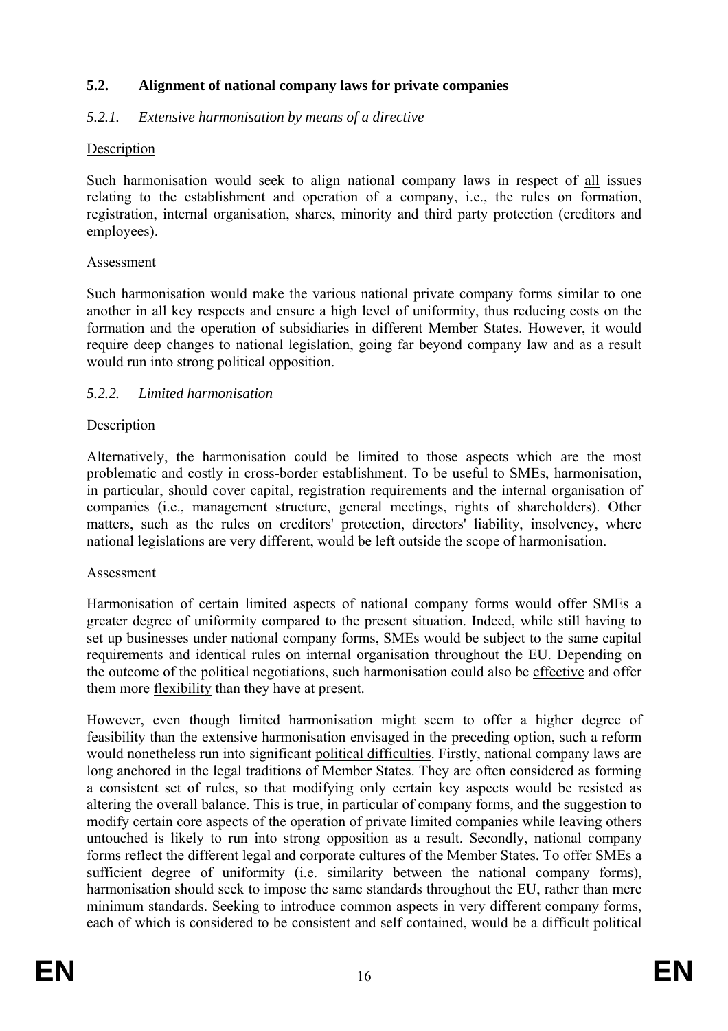## 5.2. Alignment of national company laws for private companies

### *5.2.1. Extensive harmonisation by means of a directive*

Description

Such harmonisation would seek to align national company laws in respect of all issues relating to the establishment and operation of a company, i.e., the rules on formation, registration, internal organisation, shares, minority and third party protection (creditors and employees).

Assessment

Such harmonisation would make the various national private company forms similar to one another in all key respects and ensure a high level of uniformity, thus reducing costs on the formation and the operation of subsidiaries in different Member States. However, it would require deep changes to national legislation, going far beyond company law and as a result would run into strong political opposition.

### *5.2.2. Limited harmonisation*

Description

Alternatively, the harmonisation could be limited to those aspects which are the most problematic and costly in cross-border establishment. To be useful to SMEs, harmonisation, in particular, should cover capital, registration requirements and the internal organisation of companies (i.e., management structure, general meetings, rights of shareholders). Other matters, such as the rules on creditors' protection, directors' liability, insolvency, where national legislations are very different, would be left outside the scope of harmonisation.

Assessment

Harmonisation of certain limited aspects of national company forms would offer SMEs a greater degree of uniformity compared to the present situation. Indeed, while still having to set up businesses under national company forms, SMEs would be subject to the same capital requirements and identical rules on internal organisation throughout the EU. Depending on the outcome of the political negotiations, such harmonisation could also be effective and offer them more flexibility than they have at present.

However, even though limited harmonisation might seem to offer a higher degree of feasibility than the extensive harmonisation envisaged in the preceding option, such a reform would nonetheless run into significant political difficulties. Firstly, national company laws are long anchored in the legal traditions of Member States. They are often considered as forming a consistent set of rules, so that modifying only certain key aspects would be resisted as altering the overall balance. This is true, in particular of company forms, and the suggestion to modify certain core aspects of the operation of private limited companies while leaving others untouched is likely to run into strong opposition as a result. Secondly, national company forms reflect the different legal and corporate cultures of the Member States. To offer SMEs a sufficient degree of uniformity (i.e. similarity between the national company forms), harmonisation should seek to impose the same standards throughout the EU, rather than mere minimum standards. Seeking to introduce common aspects in very different company forms, each of which is considered to be consistent and self contained, would be a difficult political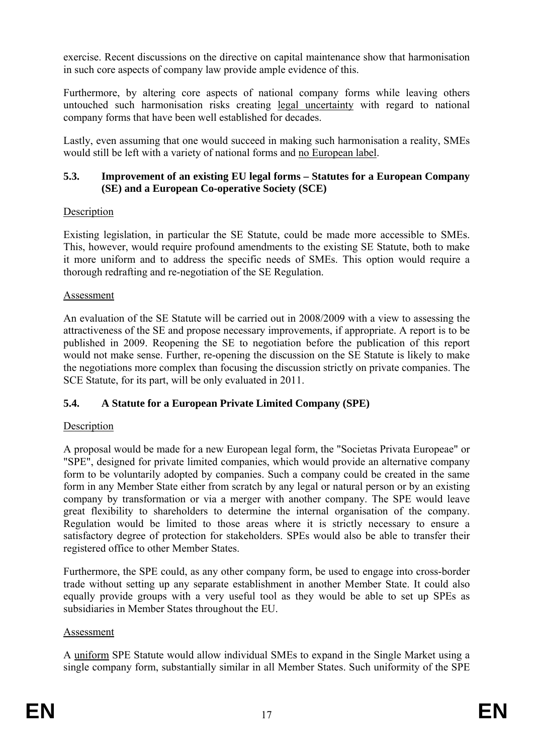exercise. Recent discussions on the directive on capital maintenance show that harmonisation in such core aspects of company law provide ample evidence of this.

Furthermore, by altering core aspects of national company forms while leaving others untouched such harmonisation risks creating legal uncertainty with regard to national company forms that have been well established for decades.

Lastly, even assuming that one would succeed in making such harmonisation a reality, SMEs would still be left with a variety of national forms and no European label.

### 5.3. Improvement of an existing EU legal forms – Statutes for a European Company (SE) and a European Co-operative Society (SCE)

Description

Existing legislation, in particular the SE Statute, could be made more accessible to SMEs. This, however, would require profound amendments to the existing SE Statute, both to make it more uniform and to address the specific needs of SMEs. This option would require a thorough redrafting and re-negotiation of the SE Regulation.

Assessment

An evaluation of the SE Statute will be carried out in 2008/2009 with a view to assessing the attractiveness of the SE and propose necessary improvements, if appropriate. A report is to be published in 2009. Reopening the SE to negotiation before the publication of this report would not make sense. Further, re-opening the discussion on the SE Statute is likely to make the negotiations more complex than focusing the discussion strictly on private companies. The SCE Statute, for its part, will be only evaluated in 2011.

### 5.4. A Statute for a European Private Limited Company (SPE)

Description

A proposal would be made for a new European legal form, the "Societas Privata Europeae" or "SPE", designed for private limited companies, which would provide an alternative company form to be voluntarily adopted by companies. Such a company could be created in the same form in any Member State either from scratch by any legal or natural person or by an existing company by transformation or via a merger with another company. The SPE would leave great flexibility to shareholders to determine the internal organisation of the company. Regulation would be limited to those areas where it is strictly necessary to ensure a satisfactory degree of protection for stakeholders. SPEs would also be able to transfer their registered office to other Member States.

Furthermore, the SPE could, as any other company form, be used to engage into cross-border trade without setting up any separate establishment in another Member State. It could also equally provide groups with a very useful tool as they would be able to set up SPEs as subsidiaries in Member States throughout the EU.

Assessment

A uniform SPE Statute would allow individual SMEs to expand in the Single Market using a single company form, substantially similar in all Member States. Such uniformity of the SPE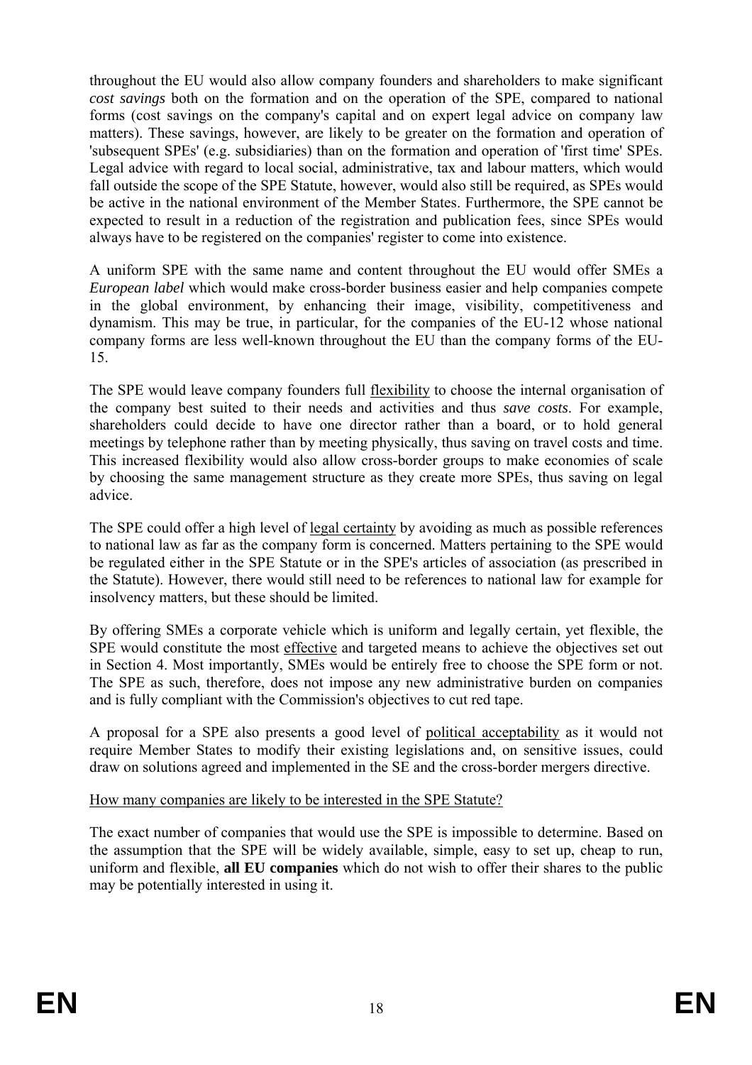throughout the EU would also allow company founders and shareholders to make significant *cost savings* both on the formation and on the operation of the SPE, compared to national forms (cost savings on the company's capital and on expert legal advice on company law matters). These savings, however, are likely to be greater on the formation and operation of 'subsequent SPEs' (e.g. subsidiaries) than on the formation and operation of 'first time' SPEs. Legal advice with regard to local social, administrative, tax and labour matters, which would fall outside the scope of the SPE Statute, however, would also still be required, as SPEs would be active in the national environment of the Member States. Furthermore, the SPE cannot be expected to result in a reduction of the registration and publication fees, since SPEs would always have to be registered on the companies' register to come into existence.

A uniform SPE with the same name and content throughout the EU would offer SMEs a *European label* which would make cross-border business easier and help companies compete in the global environment, by enhancing their image, visibility, competitiveness and dynamism. This may be true, in particular, for the companies of the EU-12 whose national company forms are less well-known throughout the EU than the company forms of the EU-15.

The SPE would leave company founders full <u>flexibility</u> to choose the internal organisation of the company best suited to their needs and activities and thus *save costs*. For example, shareholders could decide to have one director rather than a board, or to hold general meetings by telephone rather than by meeting physically, thus saving on travel costs and time. This increased flexibility would also allow cross-border groups to make economies of scale by choosing the same management structure as they create more SPEs, thus saving on legal advice.

The SPE could offer a high level of <u>legal certainty</u> by avoiding as much as possible references to national law as far as the company form is concerned. Matters pertaining to the SPE would be regulated either in the SPE Statute or in the SPE's articles of association (as prescribed in the Statute). However, there would still need to be references to national law for example for insolvency matters, but these should be limited.

By offering SMEs a corporate vehicle which is uniform and legally certain, yet flexible, the SPE would constitute the most <u>effective</u> and targeted means to achieve the objectives set out in Section 4. Most importantly, SMEs would be entirely free to choose the SPE form or not. The SPE as such, therefore, does not impose any new administrative burden on companies and is fully compliant with the Commission's objectives to cut red tape.

A proposal for a SPE also presents a good level of <u>political acceptability</u> as it would not require Member States to modify their existing legislations and, on sensitive issues, could draw on solutions agreed and implemented in the SE and the cross-border mergers directive.

<u>How many companies are likely to be interested in the SPE Statute?</u>

The exact number of companies that would use the SPE is impossible to determine. Based on the assumption that the SPE will be widely available, simple, easy to set up, cheap to run, uniform and flexible, **all EU companies** which do not wish to offer their shares to the public may be potentially interested in using it.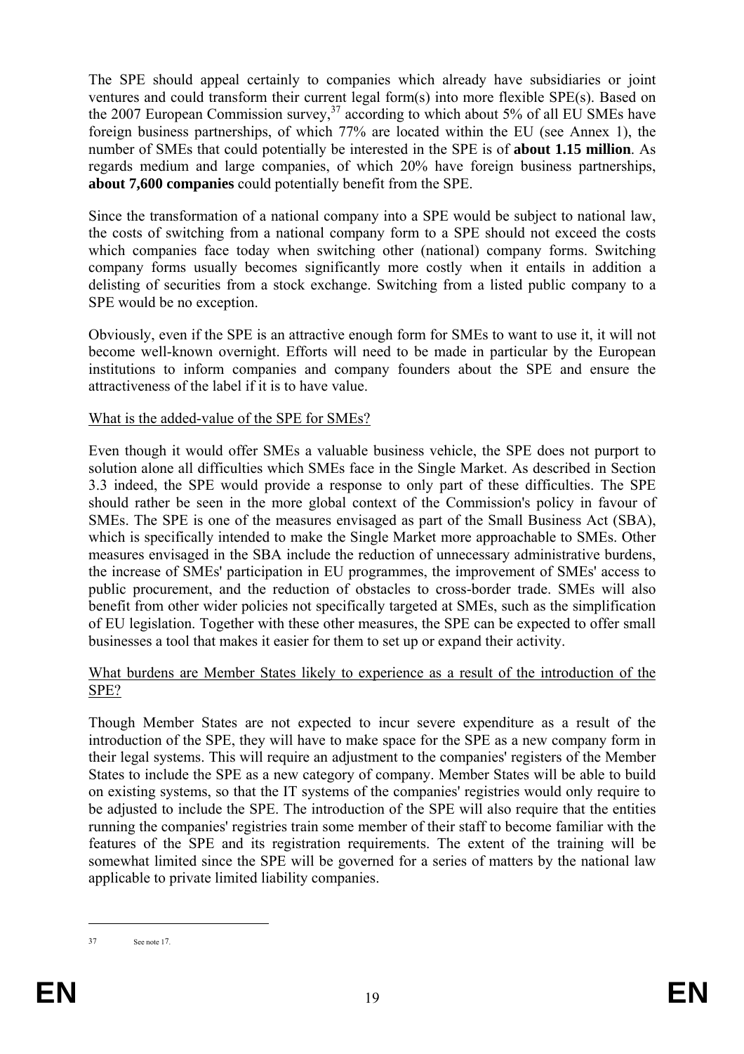The SPE should appeal certainly to companies which already have subsidiaries or joint ventures and could transform their current legal form(s) into more flexible SPE(s). Based on the 2007 European Commission survey,[37] according to which about 5% of all EU SMEs have foreign business partnerships, of which 77% are located within the EU (see Annex 1), the number of SMEs that could potentially be interested in the SPE is of **about 1.15 million**. As regards medium and large companies, of which 20% have foreign business partnerships, **about 7,600 companies** could potentially benefit from the SPE.

Since the transformation of a national company into a SPE would be subject to national law, the costs of switching from a national company form to a SPE should not exceed the costs which companies face today when switching other (national) company forms. Switching company forms usually becomes significantly more costly when it entails in addition a delisting of securities from a stock exchange. Switching from a listed public company to a SPE would be no exception.

Obviously, even if the SPE is an attractive enough form for SMEs to want to use it, it will not become well-known overnight. Efforts will need to be made in particular by the European institutions to inform companies and company founders about the SPE and ensure the attractiveness of the label if it is to have value.

What is the added-value of the SPE for SMEs?

Even though it would offer SMEs a valuable business vehicle, the SPE does not purport to solution alone all difficulties which SMEs face in the Single Market. As described in Section 3.3 indeed, the SPE would provide a response to only part of these difficulties. The SPE should rather be seen in the more global context of the Commission's policy in favour of SMEs. The SPE is one of the measures envisaged as part of the Small Business Act (SBA), which is specifically intended to make the Single Market more approachable to SMEs. Other measures envisaged in the SBA include the reduction of unnecessary administrative burdens, the increase of SMEs' participation in EU programmes, the improvement of SMEs' access to public procurement, and the reduction of obstacles to cross-border trade. SMEs will also benefit from other wider policies not specifically targeted at SMEs, such as the simplification of EU legislation. Together with these other measures, the SPE can be expected to offer small businesses a tool that makes it easier for them to set up or expand their activity.

What burdens are Member States likely to experience as a result of the introduction of the SPE?

Though Member States are not expected to incur severe expenditure as a result of the introduction of the SPE, they will have to make space for the SPE as a new company form in their legal systems. This will require an adjustment to the companies' registers of the Member States to include the SPE as a new category of company. Member States will be able to build on existing systems, so that the IT systems of the companies' registries would only require to be adjusted to include the SPE. The introduction of the SPE will also require that the entities running the companies' registries train some member of their staff to become familiar with the features of the SPE and its registration requirements. The extent of the training will be somewhat limited since the SPE will be governed for a series of matters by the national law applicable to private limited liability companies.

---

[37] See note 17.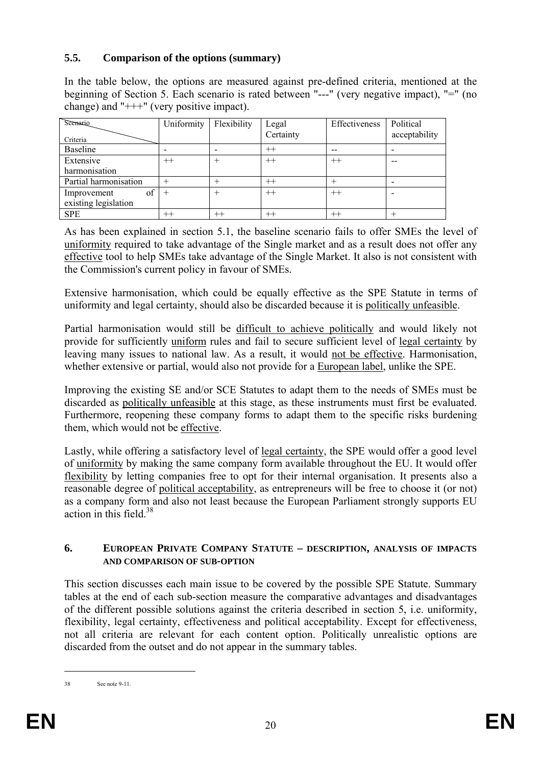### 5.5. Comparison of the options (summary)

In the table below, the options are measured against pre-defined criteria, mentioned at the beginning of Section 5. Each scenario is rated between "---" (very negative impact), "=" (no change) and "+++" (very positive impact).

| Scenario / Criteria | Uniformity | Flexibility | Legal Certainty | Effectiveness | Political acceptability |
|---|---|---|---|---|---|
| Baseline | - | - | ++ | -- | - |
| Extensive harmonisation | ++ | + | ++ | ++ | -- |
| Partial harmonisation | + | + | ++ | + | - |
| Improvement of existing legislation | + | + | ++ | ++ | - |
| SPE | ++ | ++ | ++ | ++ | + |

As has been explained in section 5.1, the baseline scenario fails to offer SMEs the level of uniformity required to take advantage of the Single market and as a result does not offer any effective tool to help SMEs take advantage of the Single Market. It also is not consistent with the Commission's current policy in favour of SMEs.

Extensive harmonisation, which could be equally effective as the SPE Statute in terms of uniformity and legal certainty, should also be discarded because it is politically unfeasible.

Partial harmonisation would still be difficult to achieve politically and would likely not provide for sufficiently uniform rules and fail to secure sufficient level of legal certainty by leaving many issues to national law. As a result, it would not be effective. Harmonisation, whether extensive or partial, would also not provide for a European label, unlike the SPE.

Improving the existing SE and/or SCE Statutes to adapt them to the needs of SMEs must be discarded as politically unfeasible at this stage, as these instruments must first be evaluated. Furthermore, reopening these company forms to adapt them to the specific risks burdening them, which would not be effective.

Lastly, while offering a satisfactory level of legal certainty, the SPE would offer a good level of uniformity by making the same company form available throughout the EU. It would offer flexibility by letting companies free to opt for their internal organisation. It presents also a reasonable degree of political acceptability, as entrepreneurs will be free to choose it (or not) as a company form and also not least because the European Parliament strongly supports EU action in this field.[38]

## 6. European Private Company Statute – description, analysis of impacts and comparison of sub-option

This section discusses each main issue to be covered by the possible SPE Statute. Summary tables at the end of each sub-section measure the comparative advantages and disadvantages of the different possible solutions against the criteria described in section 5, i.e. uniformity, flexibility, legal certainty, effectiveness and political acceptability. Except for effectiveness, not all criteria are relevant for each content option. Politically unrealistic options are discarded from the outset and do not appear in the summary tables.

[38] See note 9-11.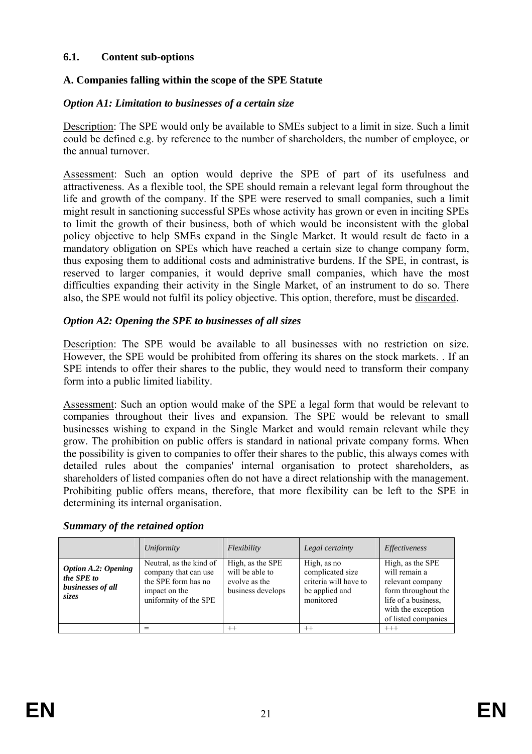### 6.1. Content sub-options

**A. Companies falling within the scope of the SPE Statute**

***Option A1: Limitation to businesses of a certain size***

Description: The SPE would only be available to SMEs subject to a limit in size. Such a limit could be defined e.g. by reference to the number of shareholders, the number of employee, or the annual turnover.

Assessment: Such an option would deprive the SPE of part of its usefulness and attractiveness. As a flexible tool, the SPE should remain a relevant legal form throughout the life and growth of the company. If the SPE were reserved to small companies, such a limit might result in sanctioning successful SPEs whose activity has grown or even in inciting SPEs to limit the growth of their business, both of which would be inconsistent with the global policy objective to help SMEs expand in the Single Market. It would result de facto in a mandatory obligation on SPEs which have reached a certain size to change company form, thus exposing them to additional costs and administrative burdens. If the SPE, in contrast, is reserved to larger companies, it would deprive small companies, which have the most difficulties expanding their activity in the Single Market, of an instrument to do so. There also, the SPE would not fulfil its policy objective. This option, therefore, must be discarded.

***Option A2: Opening the SPE to businesses of all sizes***

Description: The SPE would be available to all businesses with no restriction on size. However, the SPE would be prohibited from offering its shares on the stock markets. . If an SPE intends to offer their shares to the public, they would need to transform their company form into a public limited liability.

Assessment: Such an option would make of the SPE a legal form that would be relevant to companies throughout their lives and expansion. The SPE would be relevant to small businesses wishing to expand in the Single Market and would remain relevant while they grow. The prohibition on public offers is standard in national private company forms. When the possibility is given to companies to offer their shares to the public, this always comes with detailed rules about the companies' internal organisation to protect shareholders, as shareholders of listed companies often do not have a direct relationship with the management. Prohibiting public offers means, therefore, that more flexibility can be left to the SPE in determining its internal organisation.

***Summary of the retained option***

| | *Uniformity* | *Flexibility* | *Legal certainty* | *Effectiveness* |
|---|---|---|---|---|
| ***Option A.2: Opening the SPE to businesses of all sizes*** | Neutral, as the kind of company that can use the SPE form has no impact on the uniformity of the SPE | High, as the SPE will be able to evolve as the business develops | High, as no complicated size criteria will have to be applied and monitored | High, as the SPE will remain a relevant company form throughout the life of a business, with the exception of listed companies |
| | = | ++ | ++ | +++ |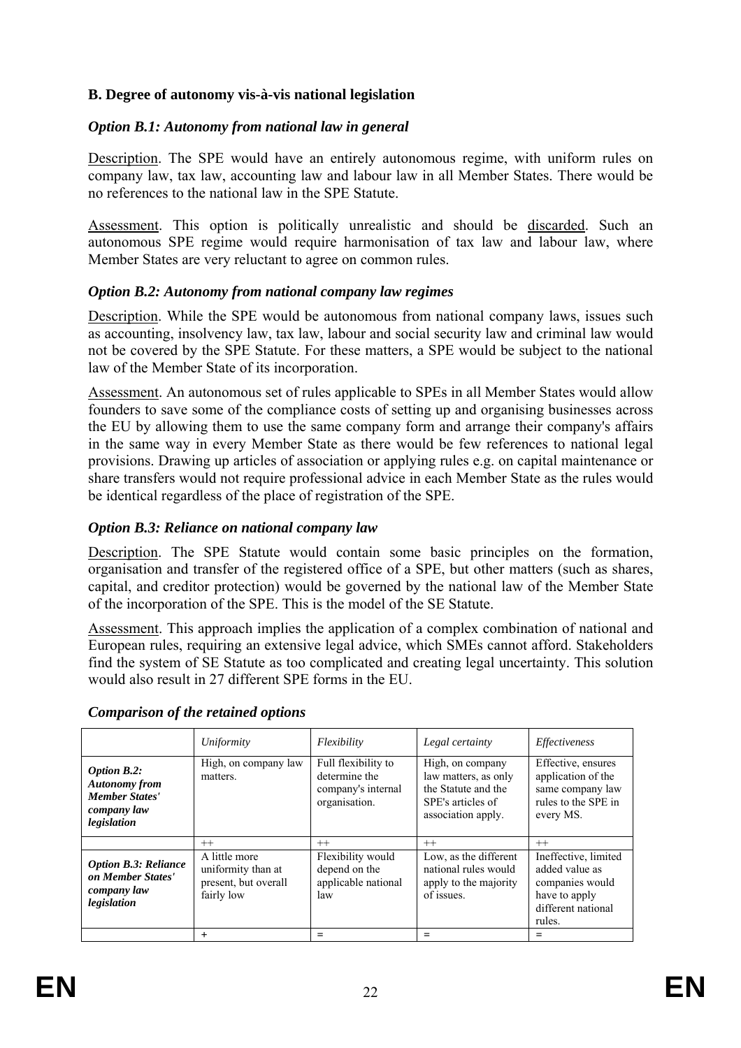### B. Degree of autonomy vis-à-vis national legislation

#### *Option B.1: Autonomy from national law in general*

Description. The SPE would have an entirely autonomous regime, with uniform rules on company law, tax law, accounting law and labour law in all Member States. There would be no references to the national law in the SPE Statute.

Assessment. This option is politically unrealistic and should be discarded. Such an autonomous SPE regime would require harmonisation of tax law and labour law, where Member States are very reluctant to agree on common rules.

#### *Option B.2: Autonomy from national company law regimes*

Description. While the SPE would be autonomous from national company laws, issues such as accounting, insolvency law, tax law, labour and social security law and criminal law would not be covered by the SPE Statute. For these matters, a SPE would be subject to the national law of the Member State of its incorporation.

Assessment. An autonomous set of rules applicable to SPEs in all Member States would allow founders to save some of the compliance costs of setting up and organising businesses across the EU by allowing them to use the same company form and arrange their company's affairs in the same way in every Member State as there would be few references to national legal provisions. Drawing up articles of association or applying rules e.g. on capital maintenance or share transfers would not require professional advice in each Member State as the rules would be identical regardless of the place of registration of the SPE.

#### *Option B.3: Reliance on national company law*

Description. The SPE Statute would contain some basic principles on the formation, organisation and transfer of the registered office of a SPE, but other matters (such as shares, capital, and creditor protection) would be governed by the national law of the Member State of the incorporation of the SPE. This is the model of the SE Statute.

Assessment. This approach implies the application of a complex combination of national and European rules, requiring an extensive legal advice, which SMEs cannot afford. Stakeholders find the system of SE Statute as too complicated and creating legal uncertainty. This solution would also result in 27 different SPE forms in the EU.

#### *Comparison of the retained options*

| | *Uniformity* | *Flexibility* | *Legal certainty* | *Effectiveness* |
|---|---|---|---|---|
| ***Option B.2: Autonomy from Member States' company law legislation*** | High, on company law matters. | Full flexibility to determine the company's internal organisation. | High, on company law matters, as only the Statute and the SPE's articles of association apply. | Effective, ensures application of the same company law rules to the SPE in every MS. |
| | ++ | ++ | ++ | ++ |
| ***Option B.3: Reliance on Member States' company law legislation*** | A little more uniformity than at present, but overall fairly low | Flexibility would depend on the applicable national law | Low, as the different national rules would apply to the majority of issues. | Ineffective, limited added value as companies would have to apply different national rules. |
| | + | = | = | = |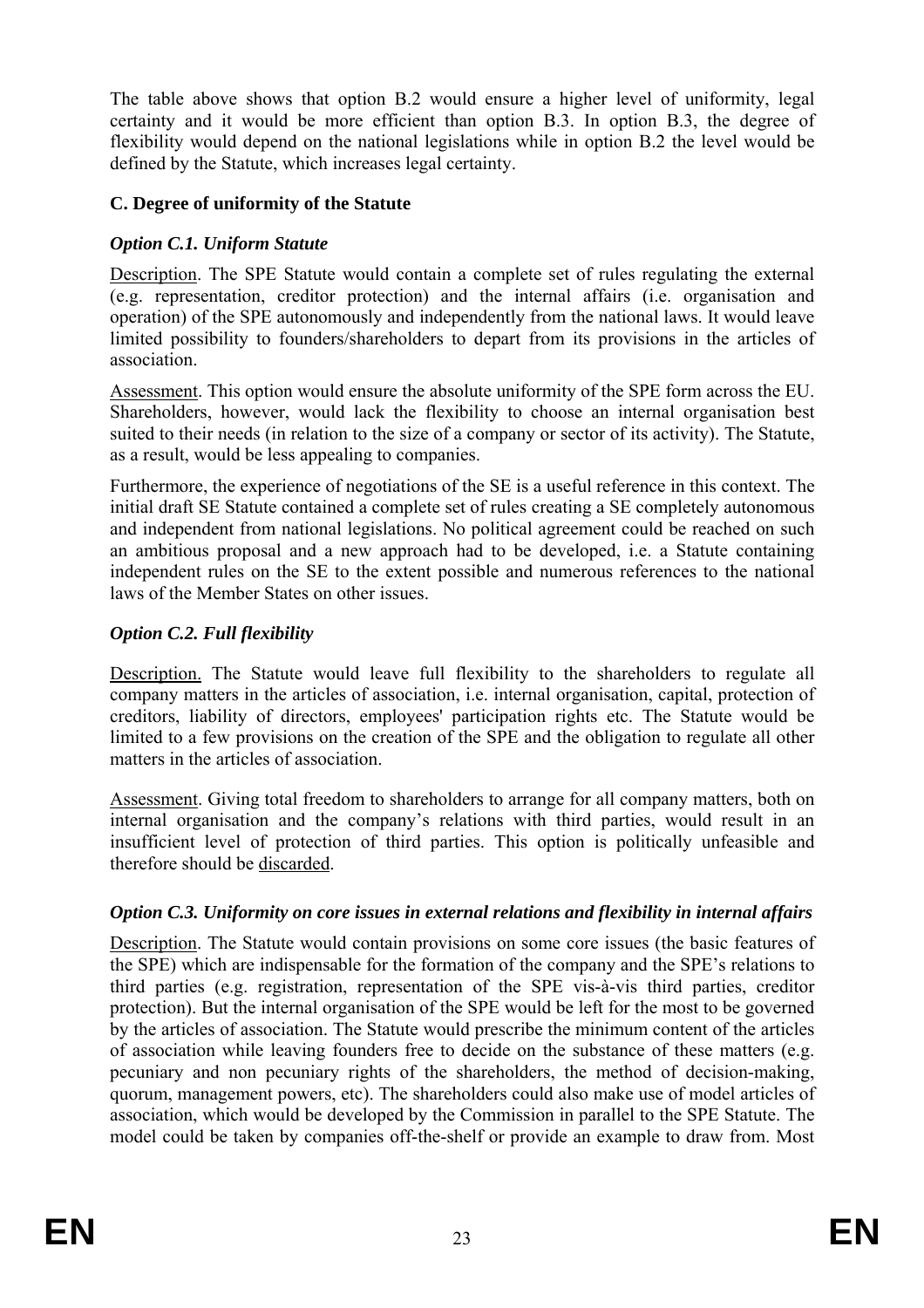The table above shows that option B.2 would ensure a higher level of uniformity, legal certainty and it would be more efficient than option B.3. In option B.3, the degree of flexibility would depend on the national legislations while in option B.2 the level would be defined by the Statute, which increases legal certainty.

### C. Degree of uniformity of the Statute

#### *Option C.1. Uniform Statute*

Description. The SPE Statute would contain a complete set of rules regulating the external (e.g. representation, creditor protection) and the internal affairs (i.e. organisation and operation) of the SPE autonomously and independently from the national laws. It would leave limited possibility to founders/shareholders to depart from its provisions in the articles of association.

Assessment. This option would ensure the absolute uniformity of the SPE form across the EU. Shareholders, however, would lack the flexibility to choose an internal organisation best suited to their needs (in relation to the size of a company or sector of its activity). The Statute, as a result, would be less appealing to companies.

Furthermore, the experience of negotiations of the SE is a useful reference in this context. The initial draft SE Statute contained a complete set of rules creating a SE completely autonomous and independent from national legislations. No political agreement could be reached on such an ambitious proposal and a new approach had to be developed, i.e. a Statute containing independent rules on the SE to the extent possible and numerous references to the national laws of the Member States on other issues.

#### *Option C.2. Full flexibility*

Description. The Statute would leave full flexibility to the shareholders to regulate all company matters in the articles of association, i.e. internal organisation, capital, protection of creditors, liability of directors, employees' participation rights etc. The Statute would be limited to a few provisions on the creation of the SPE and the obligation to regulate all other matters in the articles of association.

Assessment. Giving total freedom to shareholders to arrange for all company matters, both on internal organisation and the company's relations with third parties, would result in an insufficient level of protection of third parties. This option is politically unfeasible and therefore should be discarded.

#### *Option C.3. Uniformity on core issues in external relations and flexibility in internal affairs*

Description. The Statute would contain provisions on some core issues (the basic features of the SPE) which are indispensable for the formation of the company and the SPE's relations to third parties (e.g. registration, representation of the SPE vis-à-vis third parties, creditor protection). But the internal organisation of the SPE would be left for the most to be governed by the articles of association. The Statute would prescribe the minimum content of the articles of association while leaving founders free to decide on the substance of these matters (e.g. pecuniary and non pecuniary rights of the shareholders, the method of decision-making, quorum, management powers, etc). The shareholders could also make use of model articles of association, which would be developed by the Commission in parallel to the SPE Statute. The model could be taken by companies off-the-shelf or provide an example to draw from. Most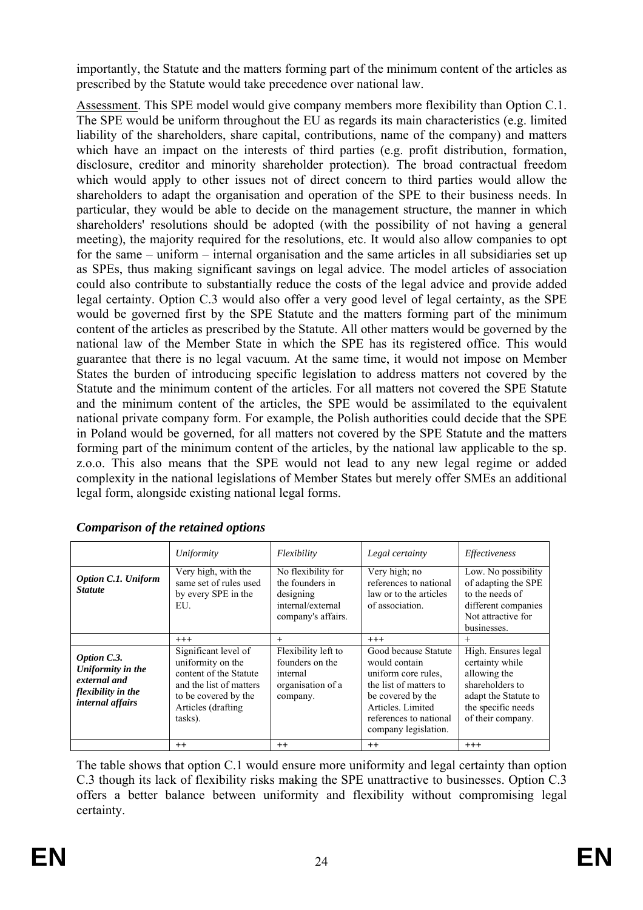importantly, the Statute and the matters forming part of the minimum content of the articles as prescribed by the Statute would take precedence over national law.

Assessment. This SPE model would give company members more flexibility than Option C.1. The SPE would be uniform throughout the EU as regards its main characteristics (e.g. limited liability of the shareholders, share capital, contributions, name of the company) and matters which have an impact on the interests of third parties (e.g. profit distribution, formation, disclosure, creditor and minority shareholder protection). The broad contractual freedom which would apply to other issues not of direct concern to third parties would allow the shareholders to adapt the organisation and operation of the SPE to their business needs. In particular, they would be able to decide on the management structure, the manner in which shareholders' resolutions should be adopted (with the possibility of not having a general meeting), the majority required for the resolutions, etc. It would also allow companies to opt for the same – uniform – internal organisation and the same articles in all subsidiaries set up as SPEs, thus making significant savings on legal advice. The model articles of association could also contribute to substantially reduce the costs of the legal advice and provide added legal certainty. Option C.3 would also offer a very good level of legal certainty, as the SPE would be governed first by the SPE Statute and the matters forming part of the minimum content of the articles as prescribed by the Statute. All other matters would be governed by the national law of the Member State in which the SPE has its registered office. This would guarantee that there is no legal vacuum. At the same time, it would not impose on Member States the burden of introducing specific legislation to address matters not covered by the Statute and the minimum content of the articles. For all matters not covered the SPE Statute and the minimum content of the articles, the SPE would be assimilated to the equivalent national private company form. For example, the Polish authorities could decide that the SPE in Poland would be governed, for all matters not covered by the SPE Statute and the matters forming part of the minimum content of the articles, by the national law applicable to the sp. z.o.o. This also means that the SPE would not lead to any new legal regime or added complexity in the national legislations of Member States but merely offer SMEs an additional legal form, alongside existing national legal forms.

***Comparison of the retained options***

| | *Uniformity* | *Flexibility* | *Legal certainty* | *Effectiveness* |
|---|---|---|---|---|
| ***Option C.1. Uniform Statute*** | Very high, with the same set of rules used by every SPE in the EU. | No flexibility for the founders in designing internal/external company's affairs. | Very high; no references to national law or to the articles of association. | Low. No possibility of adapting the SPE to the needs of different companies Not attractive for businesses. |
| | +++ | + | +++ | + |
| ***Option C.3. Uniformity in the external and flexibility in the internal affairs*** | Significant level of uniformity on the content of the Statute and the list of matters to be covered by the Articles (drafting tasks). | Flexibility left to founders on the internal organisation of a company. | Good because Statute would contain uniform core rules, the list of matters to be covered by the Articles. Limited references to national company legislation. | High. Ensures legal certainty while allowing the shareholders to adapt the Statute to the specific needs of their company. |
| | ++ | ++ | ++ | +++ |

The table shows that option C.1 would ensure more uniformity and legal certainty than option C.3 though its lack of flexibility risks making the SPE unattractive to businesses. Option C.3 offers a better balance between uniformity and flexibility without compromising legal certainty.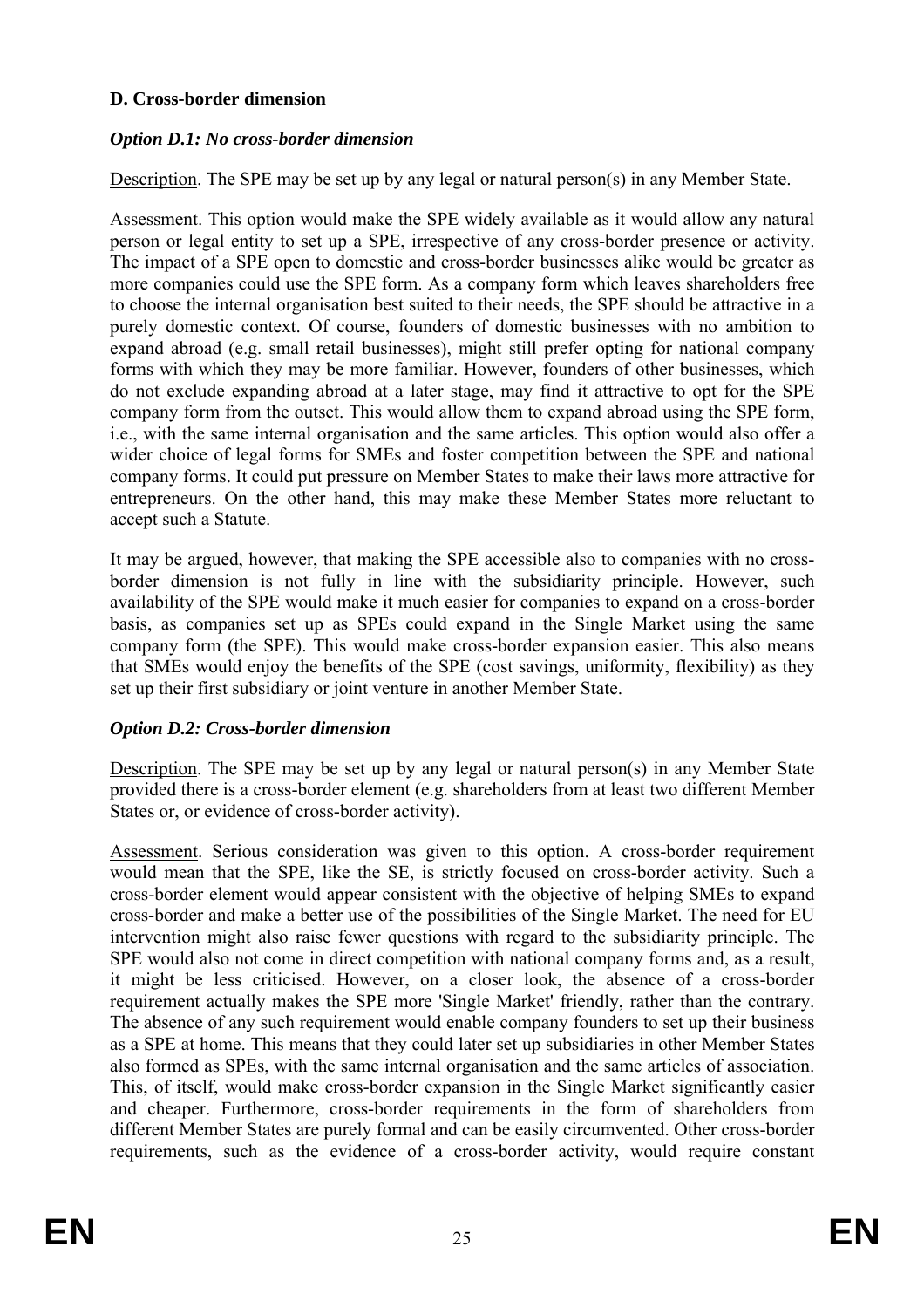**D. Cross-border dimension**

***Option D.1: No cross-border dimension***

Description. The SPE may be set up by any legal or natural person(s) in any Member State.

Assessment. This option would make the SPE widely available as it would allow any natural person or legal entity to set up a SPE, irrespective of any cross-border presence or activity. The impact of a SPE open to domestic and cross-border businesses alike would be greater as more companies could use the SPE form. As a company form which leaves shareholders free to choose the internal organisation best suited to their needs, the SPE should be attractive in a purely domestic context. Of course, founders of domestic businesses with no ambition to expand abroad (e.g. small retail businesses), might still prefer opting for national company forms with which they may be more familiar. However, founders of other businesses, which do not exclude expanding abroad at a later stage, may find it attractive to opt for the SPE company form from the outset. This would allow them to expand abroad using the SPE form, i.e., with the same internal organisation and the same articles. This option would also offer a wider choice of legal forms for SMEs and foster competition between the SPE and national company forms. It could put pressure on Member States to make their laws more attractive for entrepreneurs. On the other hand, this may make these Member States more reluctant to accept such a Statute.

It may be argued, however, that making the SPE accessible also to companies with no cross-border dimension is not fully in line with the subsidiarity principle. However, such availability of the SPE would make it much easier for companies to expand on a cross-border basis, as companies set up as SPEs could expand in the Single Market using the same company form (the SPE). This would make cross-border expansion easier. This also means that SMEs would enjoy the benefits of the SPE (cost savings, uniformity, flexibility) as they set up their first subsidiary or joint venture in another Member State.

***Option D.2: Cross-border dimension***

Description. The SPE may be set up by any legal or natural person(s) in any Member State provided there is a cross-border element (e.g. shareholders from at least two different Member States or, or evidence of cross-border activity).

Assessment. Serious consideration was given to this option. A cross-border requirement would mean that the SPE, like the SE, is strictly focused on cross-border activity. Such a cross-border element would appear consistent with the objective of helping SMEs to expand cross-border and make a better use of the possibilities of the Single Market. The need for EU intervention might also raise fewer questions with regard to the subsidiarity principle. The SPE would also not come in direct competition with national company forms and, as a result, it might be less criticised. However, on a closer look, the absence of a cross-border requirement actually makes the SPE more 'Single Market' friendly, rather than the contrary. The absence of any such requirement would enable company founders to set up their business as a SPE at home. This means that they could later set up subsidiaries in other Member States also formed as SPEs, with the same internal organisation and the same articles of association. This, of itself, would make cross-border expansion in the Single Market significantly easier and cheaper. Furthermore, cross-border requirements in the form of shareholders from different Member States are purely formal and can be easily circumvented. Other cross-border requirements, such as the evidence of a cross-border activity, would require constant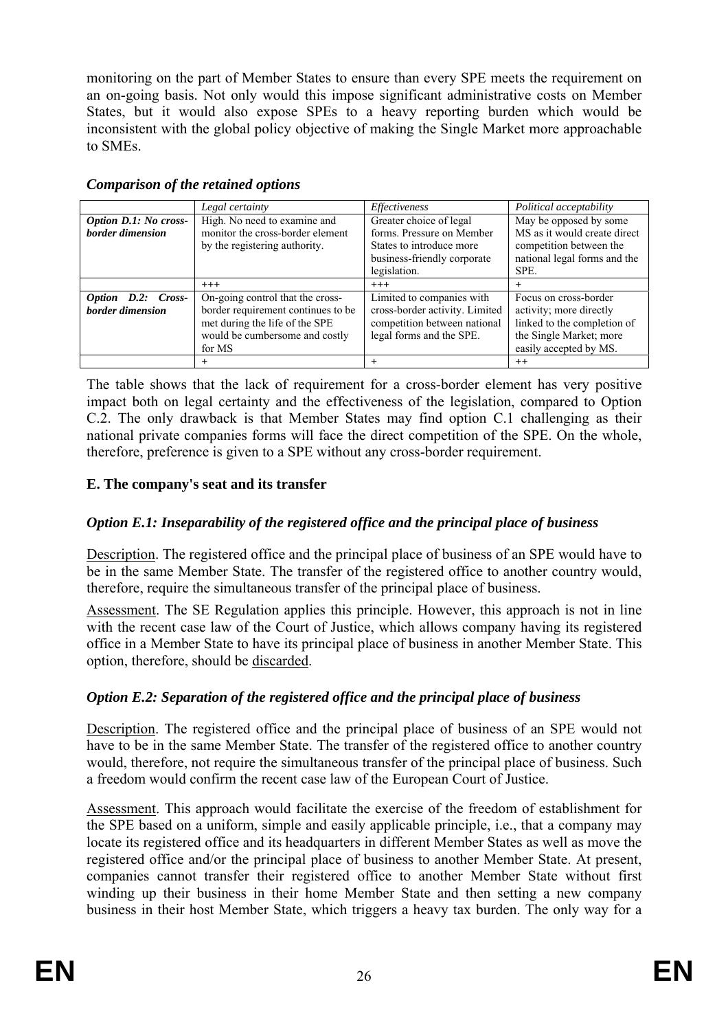monitoring on the part of Member States to ensure than every SPE meets the requirement on an on-going basis. Not only would this impose significant administrative costs on Member States, but it would also expose SPEs to a heavy reporting burden which would be inconsistent with the global policy objective of making the Single Market more approachable to SMEs.

***Comparison of the retained options***

| | *Legal certainty* | *Effectiveness* | *Political acceptability* |
|---|---|---|---|
| ***Option D.1: No cross-border dimension*** | High. No need to examine and monitor the cross-border element by the registering authority. | Greater choice of legal forms. Pressure on Member States to introduce more business-friendly corporate legislation. | May be opposed by some MS as it would create direct competition between the national legal forms and the SPE. |
| | +++ | +++ | + |
| ***Option D.2: Cross-border dimension*** | On-going control that the cross-border requirement continues to be met during the life of the SPE would be cumbersome and costly for MS | Limited to companies with cross-border activity. Limited competition between national legal forms and the SPE. | Focus on cross-border activity; more directly linked to the completion of the Single Market; more easily accepted by MS. |
| | + | + | ++ |

The table shows that the lack of requirement for a cross-border element has very positive impact both on legal certainty and the effectiveness of the legislation, compared to Option C.2. The only drawback is that Member States may find option C.1 challenging as their national private companies forms will face the direct competition of the SPE. On the whole, therefore, preference is given to a SPE without any cross-border requirement.

### E. The company's seat and its transfer

#### *Option E.1: Inseparability of the registered office and the principal place of business*

Description. The registered office and the principal place of business of an SPE would have to be in the same Member State. The transfer of the registered office to another country would, therefore, require the simultaneous transfer of the principal place of business.

Assessment. The SE Regulation applies this principle. However, this approach is not in line with the recent case law of the Court of Justice, which allows company having its registered office in a Member State to have its principal place of business in another Member State. This option, therefore, should be discarded.

#### *Option E.2: Separation of the registered office and the principal place of business*

Description. The registered office and the principal place of business of an SPE would not have to be in the same Member State. The transfer of the registered office to another country would, therefore, not require the simultaneous transfer of the principal place of business. Such a freedom would confirm the recent case law of the European Court of Justice.

Assessment. This approach would facilitate the exercise of the freedom of establishment for the SPE based on a uniform, simple and easily applicable principle, i.e., that a company may locate its registered office and its headquarters in different Member States as well as move the registered office and/or the principal place of business to another Member State. At present, companies cannot transfer their registered office to another Member State without first winding up their business in their home Member State and then setting a new company business in their host Member State, which triggers a heavy tax burden. The only way for a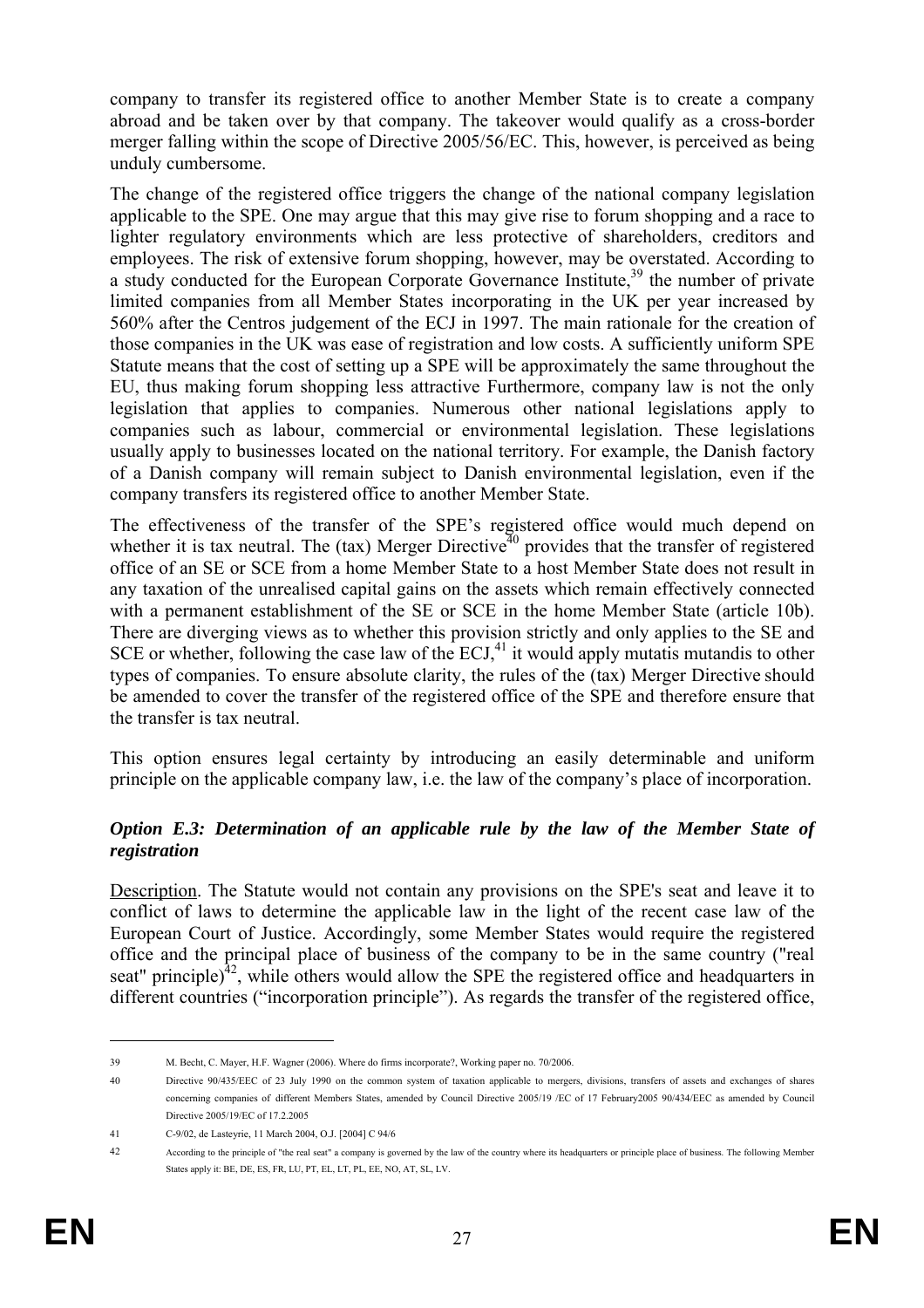company to transfer its registered office to another Member State is to create a company abroad and be taken over by that company. The takeover would qualify as a cross-border merger falling within the scope of Directive 2005/56/EC. This, however, is perceived as being unduly cumbersome.

The change of the registered office triggers the change of the national company legislation applicable to the SPE. One may argue that this may give rise to forum shopping and a race to lighter regulatory environments which are less protective of shareholders, creditors and employees. The risk of extensive forum shopping, however, may be overstated. According to a study conducted for the European Corporate Governance Institute,[39] the number of private limited companies from all Member States incorporating in the UK per year increased by 560% after the Centros judgement of the ECJ in 1997. The main rationale for the creation of those companies in the UK was ease of registration and low costs. A sufficiently uniform SPE Statute means that the cost of setting up a SPE will be approximately the same throughout the EU, thus making forum shopping less attractive Furthermore, company law is not the only legislation that applies to companies. Numerous other national legislations apply to companies such as labour, commercial or environmental legislation. These legislations usually apply to businesses located on the national territory. For example, the Danish factory of a Danish company will remain subject to Danish environmental legislation, even if the company transfers its registered office to another Member State.

The effectiveness of the transfer of the SPE's registered office would much depend on whether it is tax neutral. The (tax) Merger Directive[40] provides that the transfer of registered office of an SE or SCE from a home Member State to a host Member State does not result in any taxation of the unrealised capital gains on the assets which remain effectively connected with a permanent establishment of the SE or SCE in the home Member State (article 10b). There are diverging views as to whether this provision strictly and only applies to the SE and SCE or whether, following the case law of the ECJ,[41] it would apply mutatis mutandis to other types of companies. To ensure absolute clarity, the rules of the (tax) Merger Directive should be amended to cover the transfer of the registered office of the SPE and therefore ensure that the transfer is tax neutral.

This option ensures legal certainty by introducing an easily determinable and uniform principle on the applicable company law, i.e. the law of the company's place of incorporation.

### *Option E.3: Determination of an applicable rule by the law of the Member State of registration*

Description. The Statute would not contain any provisions on the SPE's seat and leave it to conflict of laws to determine the applicable law in the light of the recent case law of the European Court of Justice. Accordingly, some Member States would require the registered office and the principal place of business of the company to be in the same country ("real seat" principle)[42], while others would allow the SPE the registered office and headquarters in different countries ("incorporation principle"). As regards the transfer of the registered office,

---

39 M. Becht, C. Mayer, H.F. Wagner (2006). Where do firms incorporate?, Working paper no. 70/2006.

40 Directive 90/435/EEC of 23 July 1990 on the common system of taxation applicable to mergers, divisions, transfers of assets and exchanges of shares concerning companies of different Members States, amended by Council Directive 2005/19 /EC of 17 February2005 90/434/EEC as amended by Council Directive 2005/19/EC of 17.2.2005

41 C-9/02, de Lasteyrie, 11 March 2004, O.J. [2004] C 94/6

42 According to the principle of "the real seat" a company is governed by the law of the country where its headquarters or principle place of business. The following Member States apply it: BE, DE, ES, FR, LU, PT, EL, LT, PL, EE, NO, AT, SL, LV.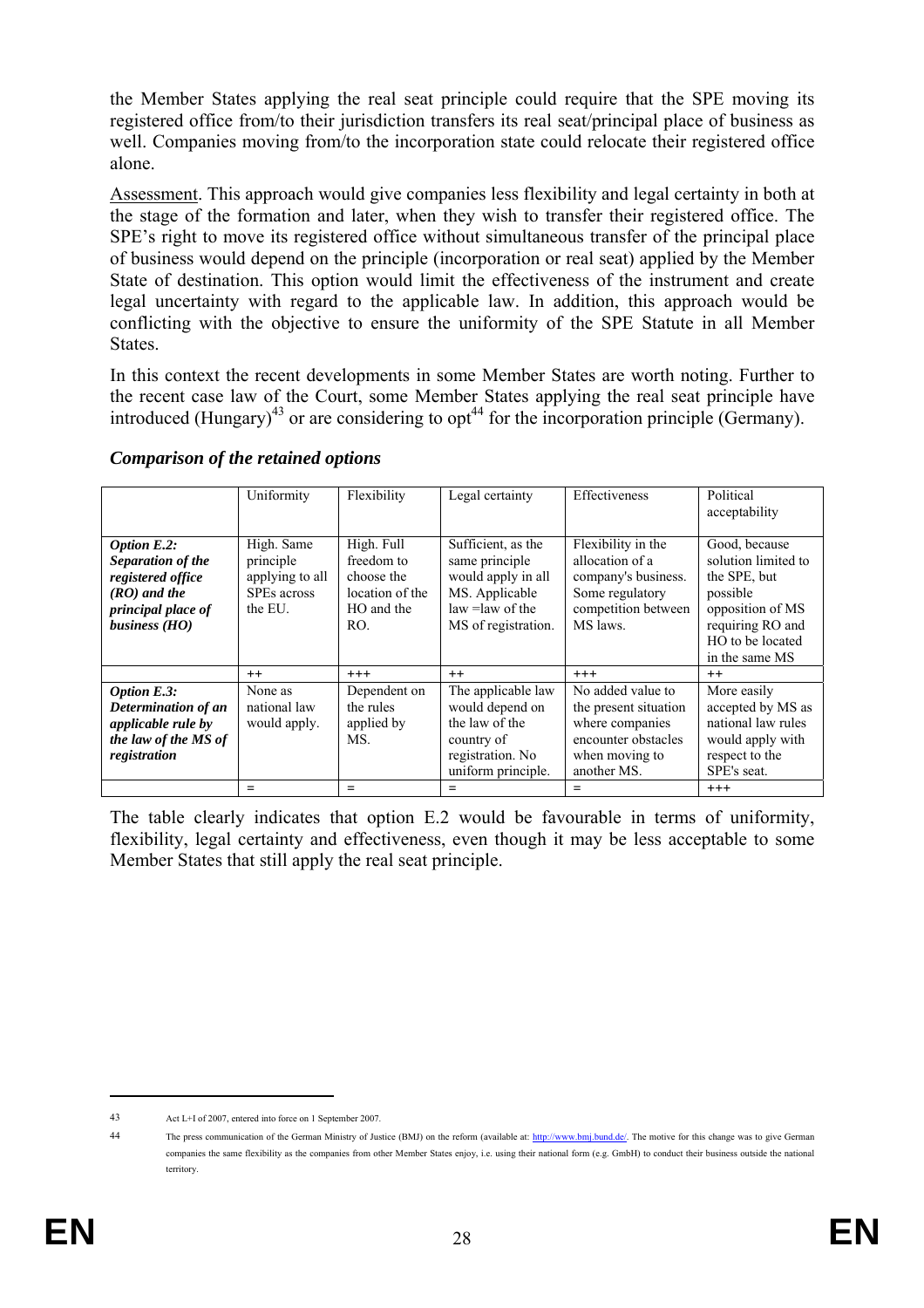the Member States applying the real seat principle could require that the SPE moving its registered office from/to their jurisdiction transfers its real seat/principal place of business as well. Companies moving from/to the incorporation state could relocate their registered office alone.

Assessment. This approach would give companies less flexibility and legal certainty in both at the stage of the formation and later, when they wish to transfer their registered office. The SPE's right to move its registered office without simultaneous transfer of the principal place of business would depend on the principle (incorporation or real seat) applied by the Member State of destination. This option would limit the effectiveness of the instrument and create legal uncertainty with regard to the applicable law. In addition, this approach would be conflicting with the objective to ensure the uniformity of the SPE Statute in all Member States.

In this context the recent developments in some Member States are worth noting. Further to the recent case law of the Court, some Member States applying the real seat principle have introduced (Hungary)[43] or are considering to opt[44] for the incorporation principle (Germany).

### *Comparison of the retained options*

| | Uniformity | Flexibility | Legal certainty | Effectiveness | Political acceptability |
|---|---|---|---|---|---|
| ***Option E.2: Separation of the registered office (RO) and the principal place of business (HO)*** | High. Same principle applying to all SPEs across the EU. | High. Full freedom to choose the location of the HO and the RO. | Sufficient, as the same principle would apply in all MS. Applicable law =law of the MS of registration. | Flexibility in the allocation of a company's business. Some regulatory competition between MS laws. | Good, because solution limited to the SPE, but possible opposition of MS requiring RO and HO to be located in the same MS |
| | ++ | +++ | ++ | +++ | ++ |
| ***Option E.3: Determination of an applicable rule by the law of the MS of registration*** | None as national law would apply. | Dependent on the rules applied by MS. | The applicable law would depend on the law of the country of registration. No uniform principle. | No added value to the present situation where companies encounter obstacles when moving to another MS. | More easily accepted by MS as national law rules would apply with respect to the SPE's seat. |
| | = | = | = | = | +++ |

The table clearly indicates that option E.2 would be favourable in terms of uniformity, flexibility, legal certainty and effectiveness, even though it may be less acceptable to some Member States that still apply the real seat principle.

---

43 Act L+I of 2007, entered into force on 1 September 2007.

44 The press communication of the German Ministry of Justice (BMJ) on the reform (available at: http://www.bmj.bund.de/. The motive for this change was to give German companies the same flexibility as the companies from other Member States enjoy, i.e. using their national form (e.g. GmbH) to conduct their business outside the national territory.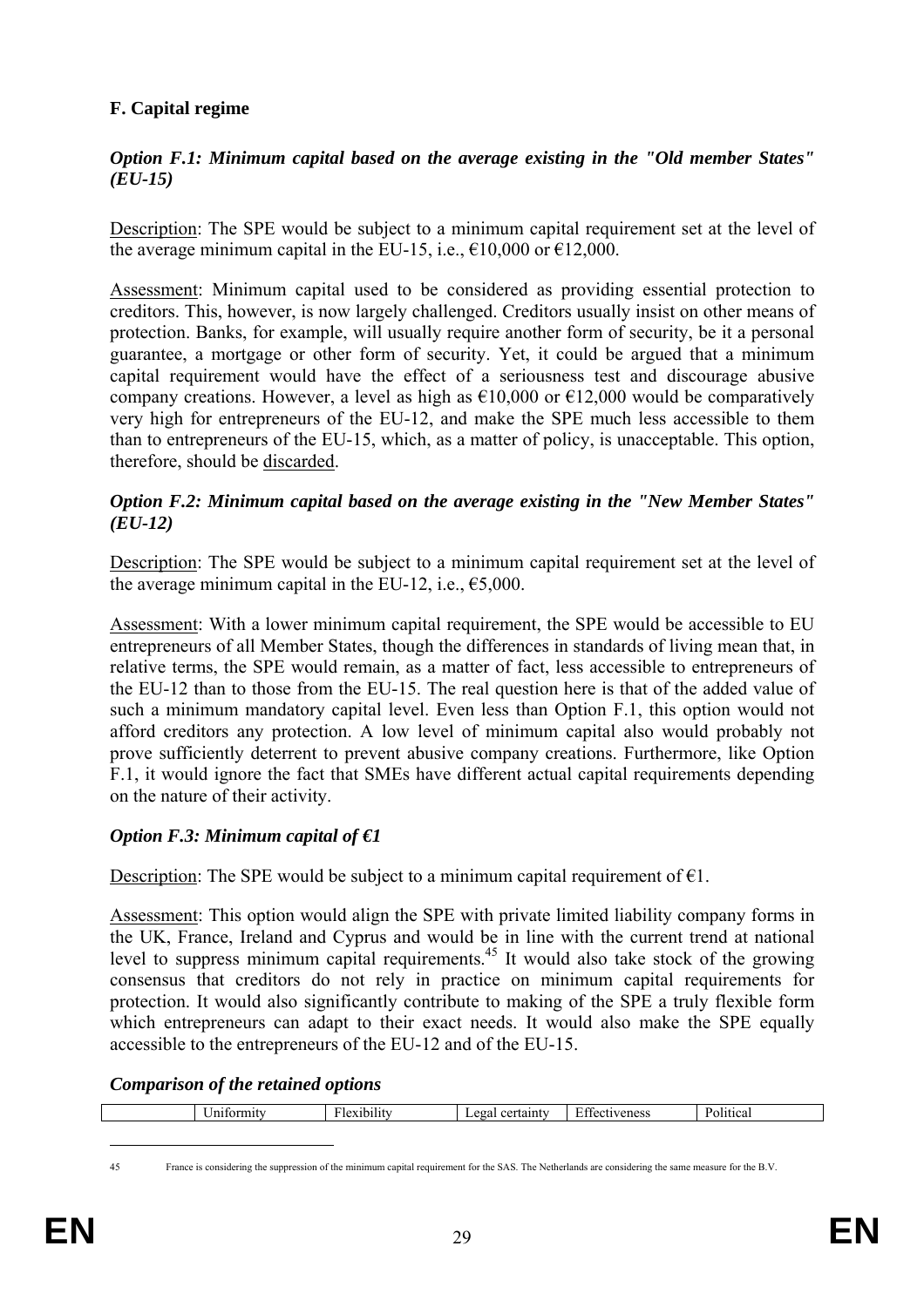## F. Capital regime

### *Option F.1: Minimum capital based on the average existing in the "Old member States" (EU-15)*

Description: The SPE would be subject to a minimum capital requirement set at the level of the average minimum capital in the EU-15, i.e., €10,000 or €12,000.

Assessment: Minimum capital used to be considered as providing essential protection to creditors. This, however, is now largely challenged. Creditors usually insist on other means of protection. Banks, for example, will usually require another form of security, be it a personal guarantee, a mortgage or other form of security. Yet, it could be argued that a minimum capital requirement would have the effect of a seriousness test and discourage abusive company creations. However, a level as high as €10,000 or €12,000 would be comparatively very high for entrepreneurs of the EU-12, and make the SPE much less accessible to them than to entrepreneurs of the EU-15, which, as a matter of policy, is unacceptable. This option, therefore, should be discarded.

### *Option F.2: Minimum capital based on the average existing in the "New Member States" (EU-12)*

Description: The SPE would be subject to a minimum capital requirement set at the level of the average minimum capital in the EU-12, i.e., €5,000.

Assessment: With a lower minimum capital requirement, the SPE would be accessible to EU entrepreneurs of all Member States, though the differences in standards of living mean that, in relative terms, the SPE would remain, as a matter of fact, less accessible to entrepreneurs of the EU-12 than to those from the EU-15. The real question here is that of the added value of such a minimum mandatory capital level. Even less than Option F.1, this option would not afford creditors any protection. A low level of minimum capital also would probably not prove sufficiently deterrent to prevent abusive company creations. Furthermore, like Option F.1, it would ignore the fact that SMEs have different actual capital requirements depending on the nature of their activity.

### *Option F.3: Minimum capital of €1*

Description: The SPE would be subject to a minimum capital requirement of €1.

Assessment: This option would align the SPE with private limited liability company forms in the UK, France, Ireland and Cyprus and would be in line with the current trend at national level to suppress minimum capital requirements.[45] It would also take stock of the growing consensus that creditors do not rely in practice on minimum capital requirements for protection. It would also significantly contribute to making of the SPE a truly flexible form which entrepreneurs can adapt to their exact needs. It would also make the SPE equally accessible to the entrepreneurs of the EU-12 and of the EU-15.

### *Comparison of the retained options*

| | Uniformity | Flexibility | Legal certainty | Effectiveness | Political |
|---|---|---|---|---|---|

45 France is considering the suppression of the minimum capital requirement for the SAS. The Netherlands are considering the same measure for the B.V.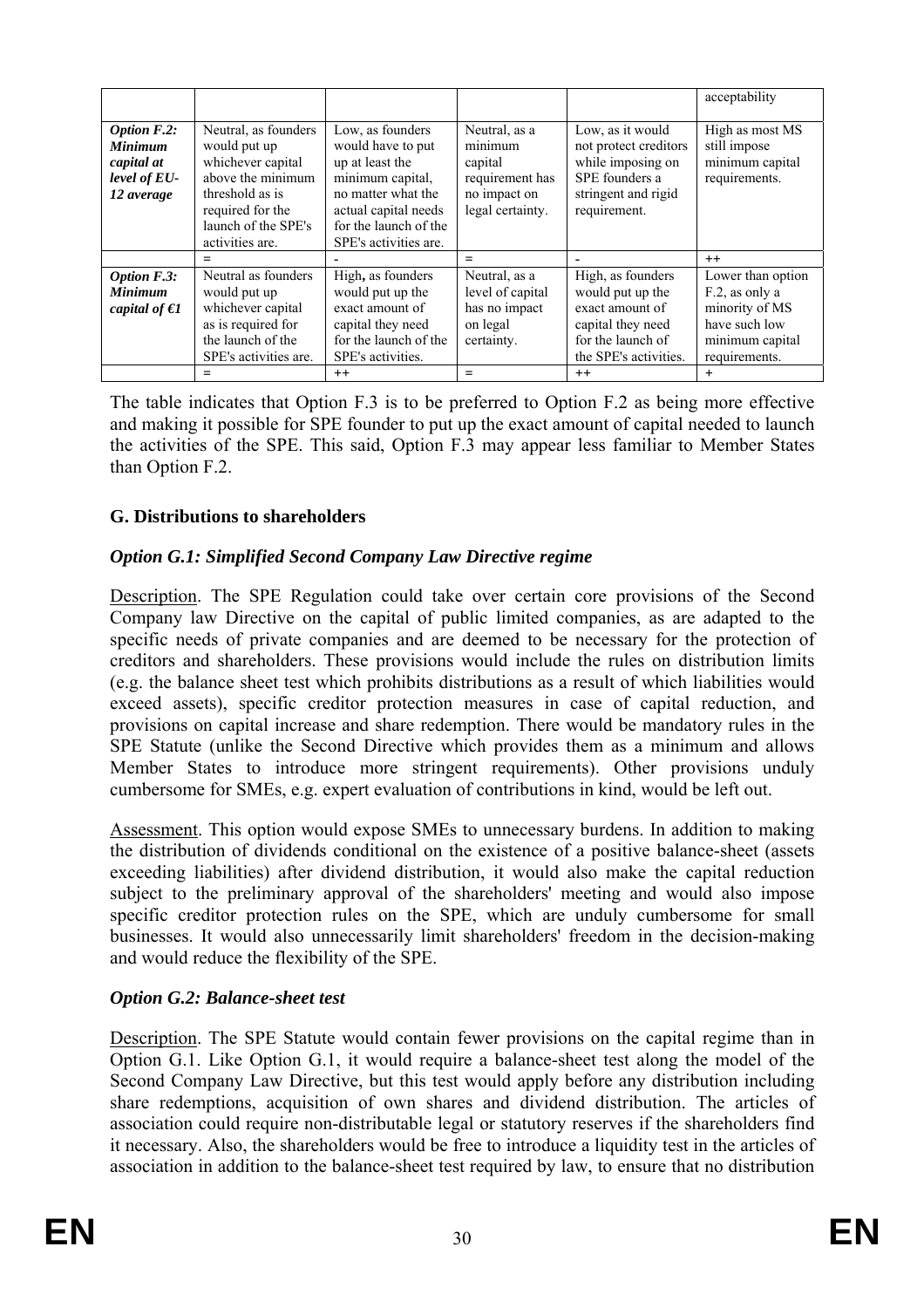| | | | | | |
|---|---|---|---|---|---|
| | | | | | acceptability |
| ***Option F.2: Minimum capital at level of EU-12 average*** | Neutral, as founders would put up whichever capital above the minimum threshold as is required for the launch of the SPE's activities are. | Low, as founders would have to put up at least the minimum capital, no matter what the actual capital needs for the launch of the SPE's activities are. | Neutral, as a minimum capital requirement has no impact on legal certainty. | Low, as it would not protect creditors while imposing on SPE founders a stringent and rigid requirement. | High as most MS still impose minimum capital requirements. |
| | = | - | = | - | ++ |
| ***Option F.3: Minimum capital of €1*** | Neutral as founders would put up whichever capital as is required for the launch of the SPE's activities are. | High**,** as founders would put up the exact amount of capital they need for the launch of the SPE's activities. | Neutral, as a level of capital has no impact on legal certainty. | High, as founders would put up the exact amount of capital they need for the launch of the SPE's activities. | Lower than option F.2, as only a minority of MS have such low minimum capital requirements. |
| | = | ++ | = | ++ | + |

The table indicates that Option F.3 is to be preferred to Option F.2 as being more effective and making it possible for SPE founder to put up the exact amount of capital needed to launch the activities of the SPE. This said, Option F.3 may appear less familiar to Member States than Option F.2.

## G. Distributions to shareholders

### *Option G.1: Simplified Second Company Law Directive regime*

Description. The SPE Regulation could take over certain core provisions of the Second Company law Directive on the capital of public limited companies, as are adapted to the specific needs of private companies and are deemed to be necessary for the protection of creditors and shareholders. These provisions would include the rules on distribution limits (e.g. the balance sheet test which prohibits distributions as a result of which liabilities would exceed assets), specific creditor protection measures in case of capital reduction, and provisions on capital increase and share redemption. There would be mandatory rules in the SPE Statute (unlike the Second Directive which provides them as a minimum and allows Member States to introduce more stringent requirements). Other provisions unduly cumbersome for SMEs, e.g. expert evaluation of contributions in kind, would be left out.

Assessment. This option would expose SMEs to unnecessary burdens. In addition to making the distribution of dividends conditional on the existence of a positive balance-sheet (assets exceeding liabilities) after dividend distribution, it would also make the capital reduction subject to the preliminary approval of the shareholders' meeting and would also impose specific creditor protection rules on the SPE, which are unduly cumbersome for small businesses. It would also unnecessarily limit shareholders' freedom in the decision-making and would reduce the flexibility of the SPE.

### *Option G.2: Balance-sheet test*

Description. The SPE Statute would contain fewer provisions on the capital regime than in Option G.1. Like Option G.1, it would require a balance-sheet test along the model of the Second Company Law Directive, but this test would apply before any distribution including share redemptions, acquisition of own shares and dividend distribution. The articles of association could require non-distributable legal or statutory reserves if the shareholders find it necessary. Also, the shareholders would be free to introduce a liquidity test in the articles of association in addition to the balance-sheet test required by law, to ensure that no distribution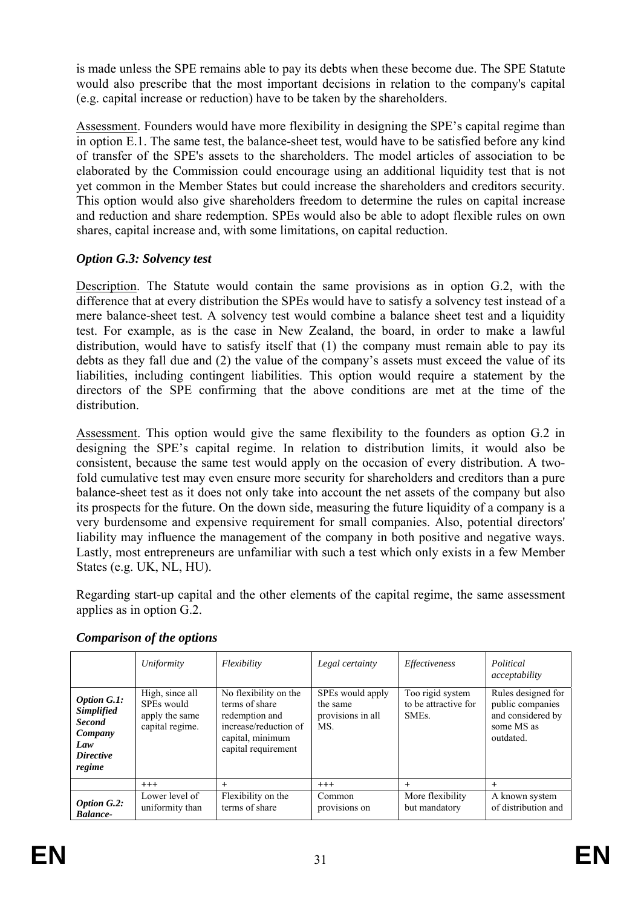is made unless the SPE remains able to pay its debts when these become due. The SPE Statute would also prescribe that the most important decisions in relation to the company's capital (e.g. capital increase or reduction) have to be taken by the shareholders.

Assessment. Founders would have more flexibility in designing the SPE's capital regime than in option E.1. The same test, the balance-sheet test, would have to be satisfied before any kind of transfer of the SPE's assets to the shareholders. The model articles of association to be elaborated by the Commission could encourage using an additional liquidity test that is not yet common in the Member States but could increase the shareholders and creditors security. This option would also give shareholders freedom to determine the rules on capital increase and reduction and share redemption. SPEs would also be able to adopt flexible rules on own shares, capital increase and, with some limitations, on capital reduction.

### *Option G.3: Solvency test*

Description. The Statute would contain the same provisions as in option G.2, with the difference that at every distribution the SPEs would have to satisfy a solvency test instead of a mere balance-sheet test. A solvency test would combine a balance sheet test and a liquidity test. For example, as is the case in New Zealand, the board, in order to make a lawful distribution, would have to satisfy itself that (1) the company must remain able to pay its debts as they fall due and (2) the value of the company's assets must exceed the value of its liabilities, including contingent liabilities. This option would require a statement by the directors of the SPE confirming that the above conditions are met at the time of the distribution.

Assessment. This option would give the same flexibility to the founders as option G.2 in designing the SPE's capital regime. In relation to distribution limits, it would also be consistent, because the same test would apply on the occasion of every distribution. A two-fold cumulative test may even ensure more security for shareholders and creditors than a pure balance-sheet test as it does not only take into account the net assets of the company but also its prospects for the future. On the down side, measuring the future liquidity of a company is a very burdensome and expensive requirement for small companies. Also, potential directors' liability may influence the management of the company in both positive and negative ways. Lastly, most entrepreneurs are unfamiliar with such a test which only exists in a few Member States (e.g. UK, NL, HU).

Regarding start-up capital and the other elements of the capital regime, the same assessment applies as in option G.2.

### *Comparison of the options*

| | *Uniformity* | *Flexibility* | *Legal certainty* | *Effectiveness* | *Political acceptability* |
|---|---|---|---|---|---|
| ***Option G.1: Simplified Second Company Law Directive regime*** | High, since all SPEs would apply the same capital regime. | No flexibility on the terms of share redemption and increase/reduction of capital, minimum capital requirement | SPEs would apply the same provisions in all MS. | Too rigid system to be attractive for SMEs. | Rules designed for public companies and considered by some MS as outdated. |
| | +++ | + | +++ | + | + |
| ***Option G.2: Balance-*** | Lower level of uniformity than | Flexibility on the terms of share | Common provisions on | More flexibility but mandatory | A known system of distribution and |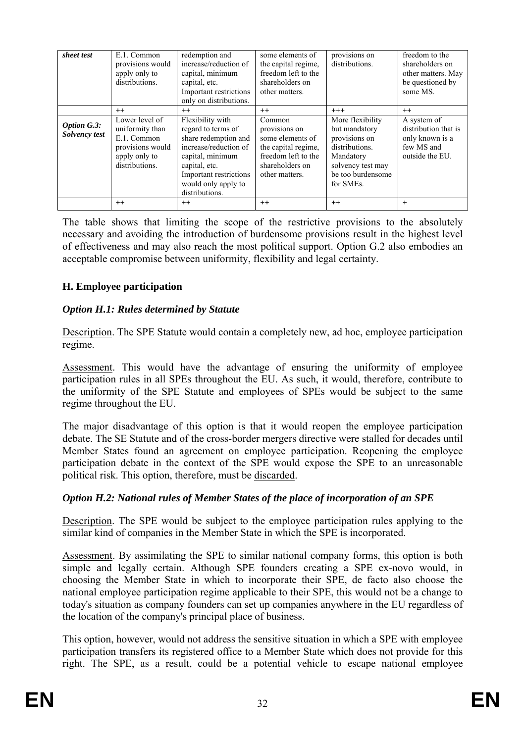| | | | | | |
|---|---|---|---|---|---|
| ***sheet test*** | E.1. Common provisions would apply only to distributions. | redemption and increase/reduction of capital, minimum capital, etc. Important restrictions only on distributions. | some elements of the capital regime, freedom left to the shareholders on other matters. | provisions on distributions. | freedom to the shareholders on other matters. May be questioned by some MS. |
| | ++ | ++ | ++ | +++ | ++ |
| ***Option G.3: Solvency test*** | Lower level of uniformity than E.1. Common provisions would apply only to distributions. | Flexibility with regard to terms of share redemption and increase/reduction of capital, minimum capital, etc. Important restrictions would only apply to distributions. | Common provisions on some elements of the capital regime, freedom left to the shareholders on other matters. | More flexibility but mandatory provisions on distributions. Mandatory solvency test may be too burdensome for SMEs. | A system of distribution that is only known is a few MS and outside the EU. |
| | ++ | ++ | ++ | ++ | + |

The table shows that limiting the scope of the restrictive provisions to the absolutely necessary and avoiding the introduction of burdensome provisions result in the highest level of effectiveness and may also reach the most political support. Option G.2 also embodies an acceptable compromise between uniformity, flexibility and legal certainty.

## H. Employee participation

### *Option H.1: Rules determined by Statute*

Description. The SPE Statute would contain a completely new, ad hoc, employee participation regime.

Assessment. This would have the advantage of ensuring the uniformity of employee participation rules in all SPEs throughout the EU. As such, it would, therefore, contribute to the uniformity of the SPE Statute and employees of SPEs would be subject to the same regime throughout the EU.

The major disadvantage of this option is that it would reopen the employee participation debate. The SE Statute and of the cross-border mergers directive were stalled for decades until Member States found an agreement on employee participation. Reopening the employee participation debate in the context of the SPE would expose the SPE to an unreasonable political risk. This option, therefore, must be discarded.

### *Option H.2: National rules of Member States of the place of incorporation of an SPE*

Description. The SPE would be subject to the employee participation rules applying to the similar kind of companies in the Member State in which the SPE is incorporated.

Assessment. By assimilating the SPE to similar national company forms, this option is both simple and legally certain. Although SPE founders creating a SPE ex-novo would, in choosing the Member State in which to incorporate their SPE, de facto also choose the national employee participation regime applicable to their SPE, this would not be a change to today's situation as company founders can set up companies anywhere in the EU regardless of the location of the company's principal place of business.

This option, however, would not address the sensitive situation in which a SPE with employee participation transfers its registered office to a Member State which does not provide for this right. The SPE, as a result, could be a potential vehicle to escape national employee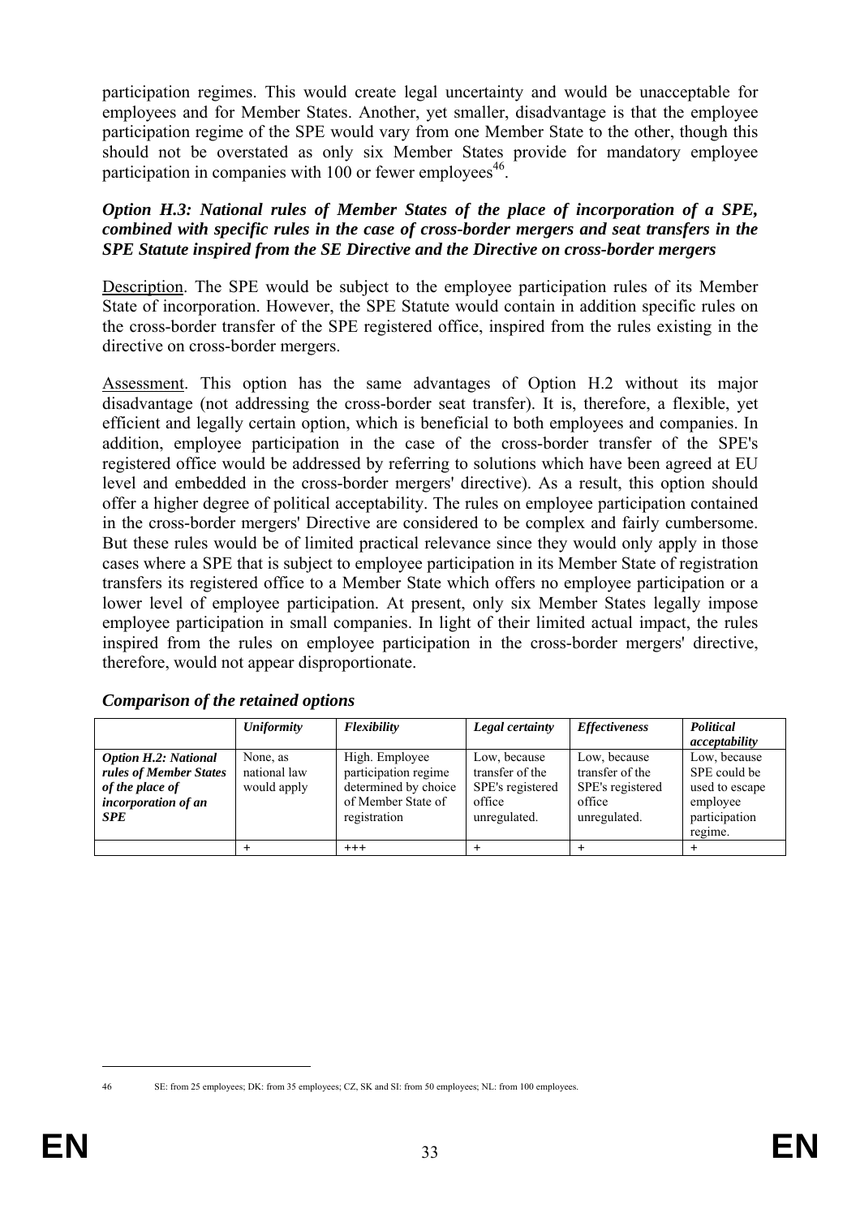participation regimes. This would create legal uncertainty and would be unacceptable for employees and for Member States. Another, yet smaller, disadvantage is that the employee participation regime of the SPE would vary from one Member State to the other, though this should not be overstated as only six Member States provide for mandatory employee participation in companies with 100 or fewer employees[46].

### *Option H.3: National rules of Member States of the place of incorporation of a SPE, combined with specific rules in the case of cross-border mergers and seat transfers in the SPE Statute inspired from the SE Directive and the Directive on cross-border mergers*

Description. The SPE would be subject to the employee participation rules of its Member State of incorporation. However, the SPE Statute would contain in addition specific rules on the cross-border transfer of the SPE registered office, inspired from the rules existing in the directive on cross-border mergers.

Assessment. This option has the same advantages of Option H.2 without its major disadvantage (not addressing the cross-border seat transfer). It is, therefore, a flexible, yet efficient and legally certain option, which is beneficial to both employees and companies. In addition, employee participation in the case of the cross-border transfer of the SPE's registered office would be addressed by referring to solutions which have been agreed at EU level and embedded in the cross-border mergers' directive). As a result, this option should offer a higher degree of political acceptability. The rules on employee participation contained in the cross-border mergers' Directive are considered to be complex and fairly cumbersome. But these rules would be of limited practical relevance since they would only apply in those cases where a SPE that is subject to employee participation in its Member State of registration transfers its registered office to a Member State which offers no employee participation or a lower level of employee participation. At present, only six Member States legally impose employee participation in small companies. In light of their limited actual impact, the rules inspired from the rules on employee participation in the cross-border mergers' directive, therefore, would not appear disproportionate.

### *Comparison of the retained options*

| | *Uniformity* | *Flexibility* | *Legal certainty* | *Effectiveness* | *Political acceptability* |
|---|---|---|---|---|---|
| ***Option H.2: National rules of Member States of the place of incorporation of an SPE*** | None, as national law would apply | High. Employee participation regime determined by choice of Member State of registration | Low, because transfer of the SPE's registered office unregulated. | Low, because transfer of the SPE's registered office unregulated. | Low, because SPE could be used to escape employee participation regime. |
| | + | +++ | + | + | + |

46 SE: from 25 employees; DK: from 35 employees; CZ, SK and SI: from 50 employees; NL: from 100 employees.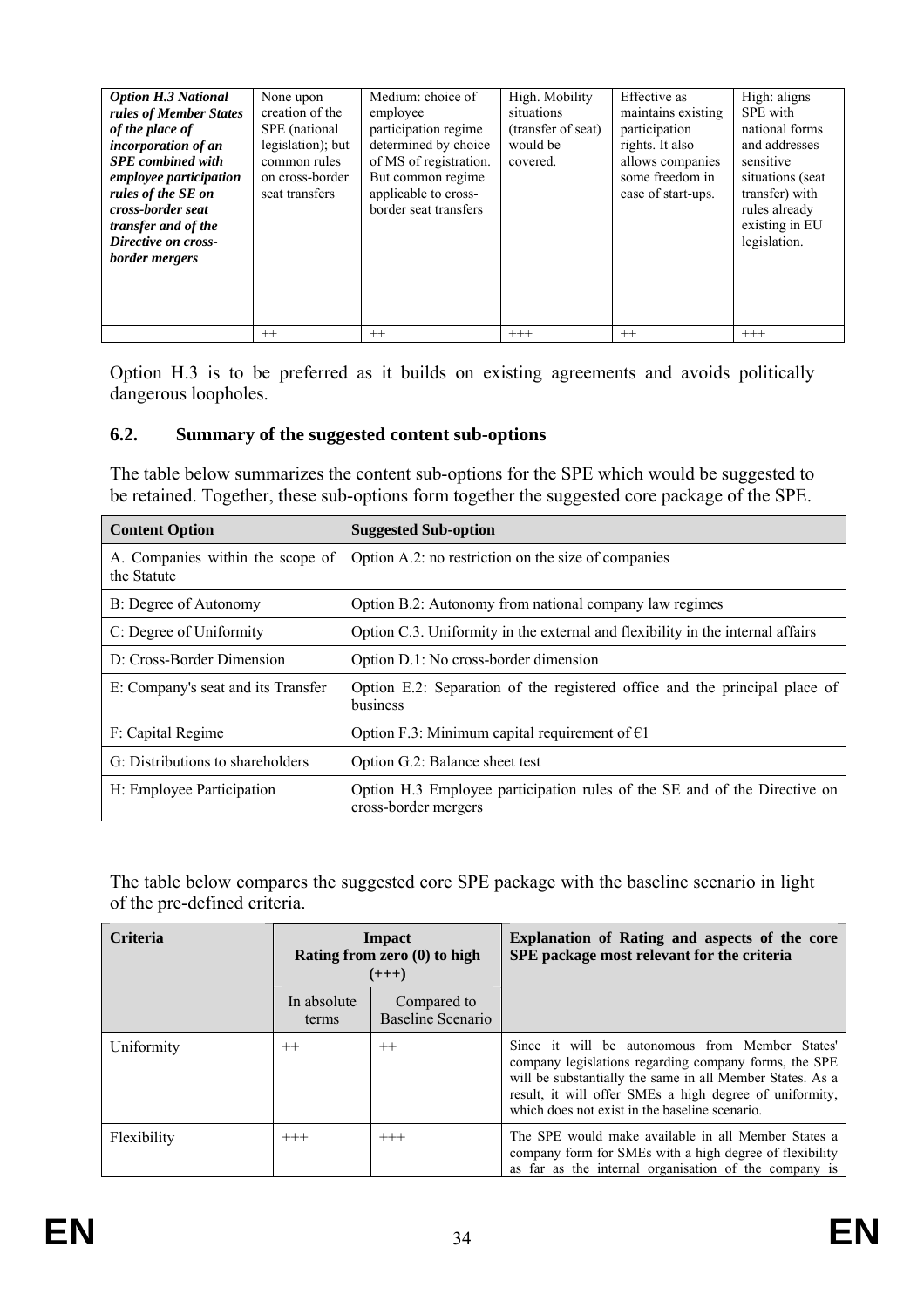| | | | | | |
|---|---|---|---|---|---|
| ***Option H.3 National rules of Member States of the place of incorporation of an SPE combined with employee participation rules of the SE on cross-border seat transfer and of the Directive on cross-border mergers*** | None upon creation of the SPE (national legislation); but common rules on cross-border seat transfers | Medium: choice of employee participation regime determined by choice of MS of registration. But common regime applicable to cross-border seat transfers | High. Mobility situations (transfer of seat) would be covered. | Effective as maintains existing participation rights. It also allows companies some freedom in case of start-ups. | High: aligns SPE with national forms and addresses sensitive situations (seat transfer) with rules already existing in EU legislation. |
| | ++ | ++ | +++ | ++ | +++ |

Option H.3 is to be preferred as it builds on existing agreements and avoids politically dangerous loopholes.

### 6.2. Summary of the suggested content sub-options

The table below summarizes the content sub-options for the SPE which would be suggested to be retained. Together, these sub-options form together the suggested core package of the SPE.

| Content Option | Suggested Sub-option |
|---|---|
| A. Companies within the scope of the Statute | Option A.2: no restriction on the size of companies |
| B: Degree of Autonomy | Option B.2: Autonomy from national company law regimes |
| C: Degree of Uniformity | Option C.3. Uniformity in the external and flexibility in the internal affairs |
| D: Cross-Border Dimension | Option D.1: No cross-border dimension |
| E: Company's seat and its Transfer | Option E.2: Separation of the registered office and the principal place of business |
| F: Capital Regime | Option F.3: Minimum capital requirement of €1 |
| G: Distributions to shareholders | Option G.2: Balance sheet test |
| H: Employee Participation | Option H.3 Employee participation rules of the SE and of the Directive on cross-border mergers |

The table below compares the suggested core SPE package with the baseline scenario in light of the pre-defined criteria.

| Criteria | Impact Rating from zero (0) to high (+++) | | Explanation of Rating and aspects of the core SPE package most relevant for the criteria |
|---|---|---|---|
| | In absolute terms | Compared to Baseline Scenario | |
| Uniformity | ++ | ++ | Since it will be autonomous from Member States' company legislations regarding company forms, the SPE will be substantially the same in all Member States. As a result, it will offer SMEs a high degree of uniformity, which does not exist in the baseline scenario. |
| Flexibility | +++ | +++ | The SPE would make available in all Member States a company form for SMEs with a high degree of flexibility as far as the internal organisation of the company is |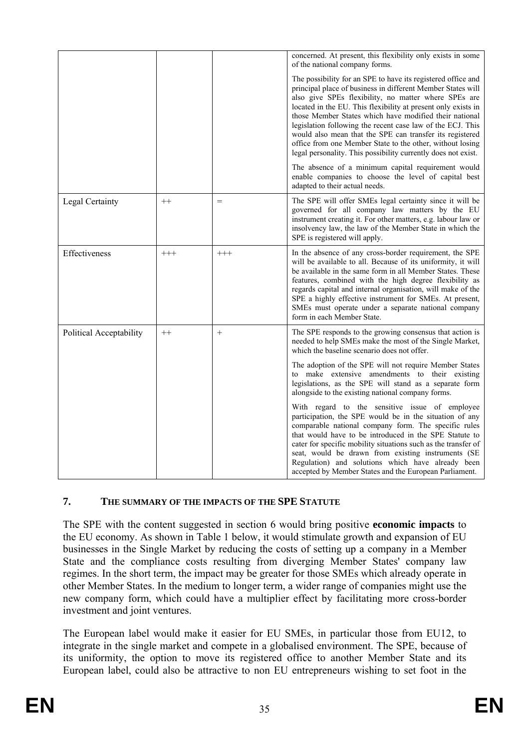| | | | |
|---|---|---|---|
| | | | concerned. At present, this flexibility only exists in some of the national company forms.<br><br>The possibility for an SPE to have its registered office and principal place of business in different Member States will also give SPEs flexibility, no matter where SPEs are located in the EU. This flexibility at present only exists in those Member States which have modified their national legislation following the recent case law of the ECJ. This would also mean that the SPE can transfer its registered office from one Member State to the other, without losing legal personality. This possibility currently does not exist.<br><br>The absence of a minimum capital requirement would enable companies to choose the level of capital best adapted to their actual needs. |
| Legal Certainty | ++ | = | The SPE will offer SMEs legal certainty since it will be governed for all company law matters by the EU instrument creating it. For other matters, e.g. labour law or insolvency law, the law of the Member State in which the SPE is registered will apply. |
| Effectiveness | +++ | +++ | In the absence of any cross-border requirement, the SPE will be available to all. Because of its uniformity, it will be available in the same form in all Member States. These features, combined with the high degree flexibility as regards capital and internal organisation, will make of the SPE a highly effective instrument for SMEs. At present, SMEs must operate under a separate national company form in each Member State. |
| Political Acceptability | ++ | + | The SPE responds to the growing consensus that action is needed to help SMEs make the most of the Single Market, which the baseline scenario does not offer.<br><br>The adoption of the SPE will not require Member States to make extensive amendments to their existing legislations, as the SPE will stand as a separate form alongside to the existing national company forms.<br><br>With regard to the sensitive issue of employee participation, the SPE would be in the situation of any comparable national company form. The specific rules that would have to be introduced in the SPE Statute to cater for specific mobility situations such as the transfer of seat, would be drawn from existing instruments (SE Regulation) and solutions which have already been accepted by Member States and the European Parliament. |

## 7. THE SUMMARY OF THE IMPACTS OF THE SPE STATUTE

The SPE with the content suggested in section 6 would bring positive **economic impacts** to the EU economy. As shown in Table 1 below, it would stimulate growth and expansion of EU businesses in the Single Market by reducing the costs of setting up a company in a Member State and the compliance costs resulting from diverging Member States' company law regimes. In the short term, the impact may be greater for those SMEs which already operate in other Member States. In the medium to longer term, a wider range of companies might use the new company form, which could have a multiplier effect by facilitating more cross-border investment and joint ventures.

The European label would make it easier for EU SMEs, in particular those from EU12, to integrate in the single market and compete in a globalised environment. The SPE, because of its uniformity, the option to move its registered office to another Member State and its European label, could also be attractive to non EU entrepreneurs wishing to set foot in the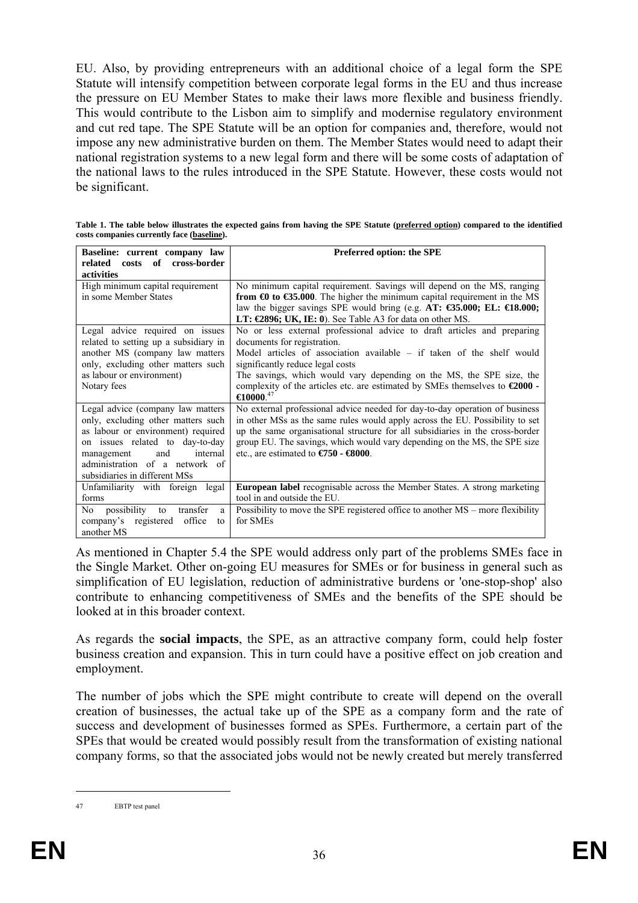EU. Also, by providing entrepreneurs with an additional choice of a legal form the SPE Statute will intensify competition between corporate legal forms in the EU and thus increase the pressure on EU Member States to make their laws more flexible and business friendly. This would contribute to the Lisbon aim to simplify and modernise regulatory environment and cut red tape. The SPE Statute will be an option for companies and, therefore, would not impose any new administrative burden on them. The Member States would need to adapt their national registration systems to a new legal form and there will be some costs of adaptation of the national laws to the rules introduced in the SPE Statute. However, these costs would not be significant.

**Table 1. The table below illustrates the expected gains from having the SPE Statute (preferred option) compared to the identified costs companies currently face (baseline).**

| **Baseline: current company law related costs of cross-border activities** | **Preferred option: the SPE** |
|---|---|
| High minimum capital requirement in some Member States | No minimum capital requirement. Savings will depend on the MS, ranging **from €0 to €35.000**. The higher the minimum capital requirement in the MS law the bigger savings SPE would bring (e.g. **AT: €35.000; EL: €18.000; LT: €2896; UK, IE: 0**). See Table A3 for data on other MS. |
| Legal advice required on issues related to setting up a subsidiary in another MS (company law matters only, excluding other matters such as labour or environment)<br>Notary fees | No or less external professional advice to draft articles and preparing documents for registration.<br>Model articles of association available – if taken of the shelf would significantly reduce legal costs<br>The savings, which would vary depending on the MS, the SPE size, the complexity of the articles etc. are estimated by SMEs themselves to **€2000 - €10000**.[47] |
| Legal advice (company law matters only, excluding other matters such as labour or environment) required on issues related to day-to-day management and internal administration of a network of subsidiaries in different MSs | No external professional advice needed for day-to-day operation of business in other MSs as the same rules would apply across the EU. Possibility to set up the same organisational structure for all subsidiaries in the cross-border group EU. The savings, which would vary depending on the MS, the SPE size etc., are estimated to **€750 - €8000**. |
| Unfamiliarity with foreign legal forms | **European label** recognisable across the Member States. A strong marketing tool in and outside the EU. |
| No possibility to transfer a company's registered office to another MS | Possibility to move the SPE registered office to another MS – more flexibility for SMEs |

As mentioned in Chapter 5.4 the SPE would address only part of the problems SMEs face in the Single Market. Other on-going EU measures for SMEs or for business in general such as simplification of EU legislation, reduction of administrative burdens or 'one-stop-shop' also contribute to enhancing competitiveness of SMEs and the benefits of the SPE should be looked at in this broader context.

As regards the **social impacts**, the SPE, as an attractive company form, could help foster business creation and expansion. This in turn could have a positive effect on job creation and employment.

The number of jobs which the SPE might contribute to create will depend on the overall creation of businesses, the actual take up of the SPE as a company form and the rate of success and development of businesses formed as SPEs. Furthermore, a certain part of the SPEs that would be created would possibly result from the transformation of existing national company forms, so that the associated jobs would not be newly created but merely transferred

[47] EBTP test panel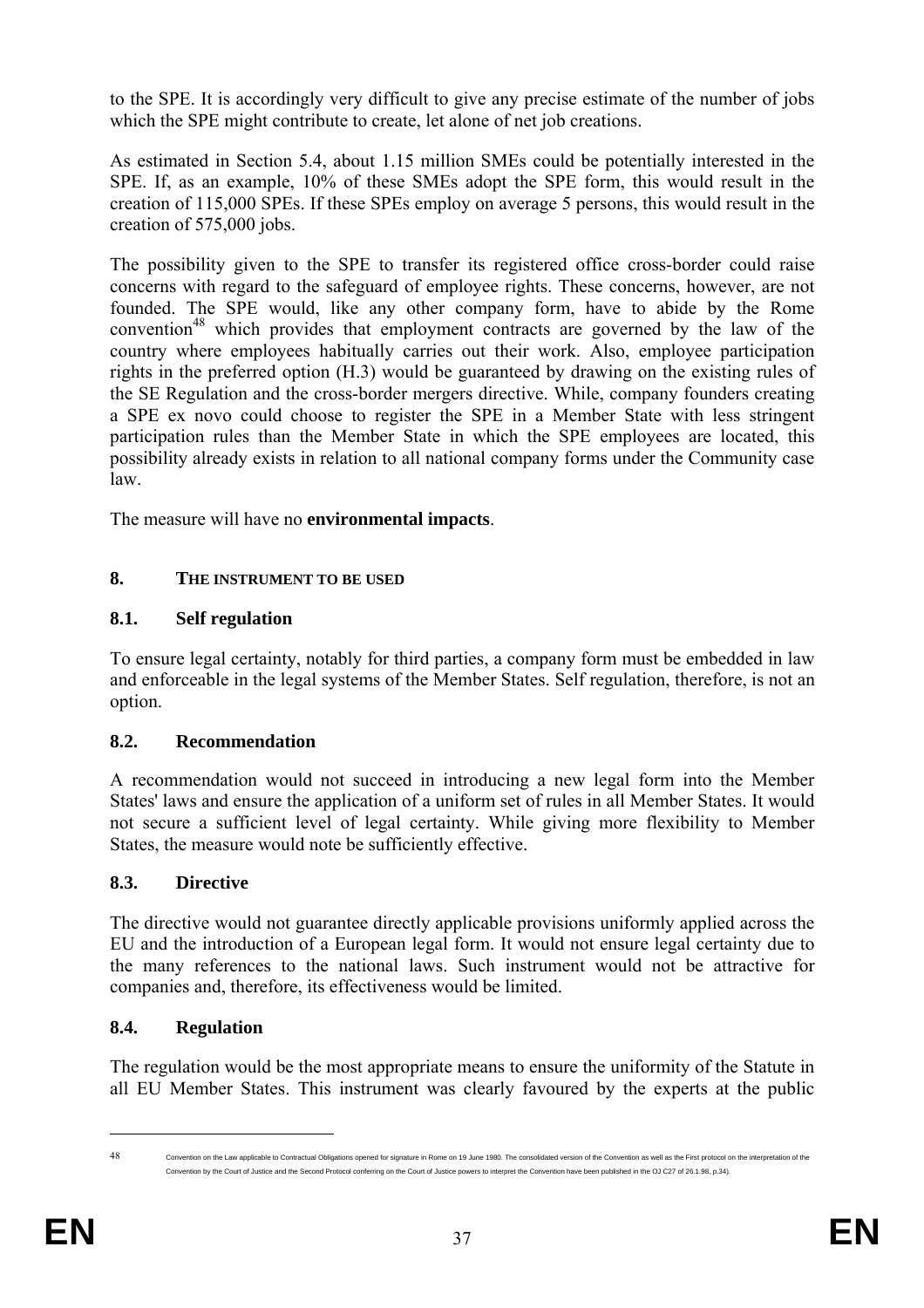to the SPE. It is accordingly very difficult to give any precise estimate of the number of jobs which the SPE might contribute to create, let alone of net job creations.

As estimated in Section 5.4, about 1.15 million SMEs could be potentially interested in the SPE. If, as an example, 10% of these SMEs adopt the SPE form, this would result in the creation of 115,000 SPEs. If these SPEs employ on average 5 persons, this would result in the creation of 575,000 jobs.

The possibility given to the SPE to transfer its registered office cross-border could raise concerns with regard to the safeguard of employee rights. These concerns, however, are not founded. The SPE would, like any other company form, have to abide by the Rome convention[48] which provides that employment contracts are governed by the law of the country where employees habitually carries out their work. Also, employee participation rights in the preferred option (H.3) would be guaranteed by drawing on the existing rules of the SE Regulation and the cross-border mergers directive. While, company founders creating a SPE ex novo could choose to register the SPE in a Member State with less stringent participation rules than the Member State in which the SPE employees are located, this possibility already exists in relation to all national company forms under the Community case law.

The measure will have no **environmental impacts**.

## 8. THE INSTRUMENT TO BE USED

### 8.1. Self regulation

To ensure legal certainty, notably for third parties, a company form must be embedded in law and enforceable in the legal systems of the Member States. Self regulation, therefore, is not an option.

### 8.2. Recommendation

A recommendation would not succeed in introducing a new legal form into the Member States' laws and ensure the application of a uniform set of rules in all Member States. It would not secure a sufficient level of legal certainty. While giving more flexibility to Member States, the measure would note be sufficiently effective.

### 8.3. Directive

The directive would not guarantee directly applicable provisions uniformly applied across the EU and the introduction of a European legal form. It would not ensure legal certainty due to the many references to the national laws. Such instrument would not be attractive for companies and, therefore, its effectiveness would be limited.

### 8.4. Regulation

The regulation would be the most appropriate means to ensure the uniformity of the Statute in all EU Member States. This instrument was clearly favoured by the experts at the public

---

48 Convention on the Law applicable to Contractual Obligations opened for signature in Rome on 19 June 1980. The consolidated version of the Convention as well as the First protocol on the interpretation of the Convention by the Court of Justice and the Second Protocol conferring on the Court of Justice powers to interpret the Convention have been published in the OJ C27 of 26.1.98, p.34).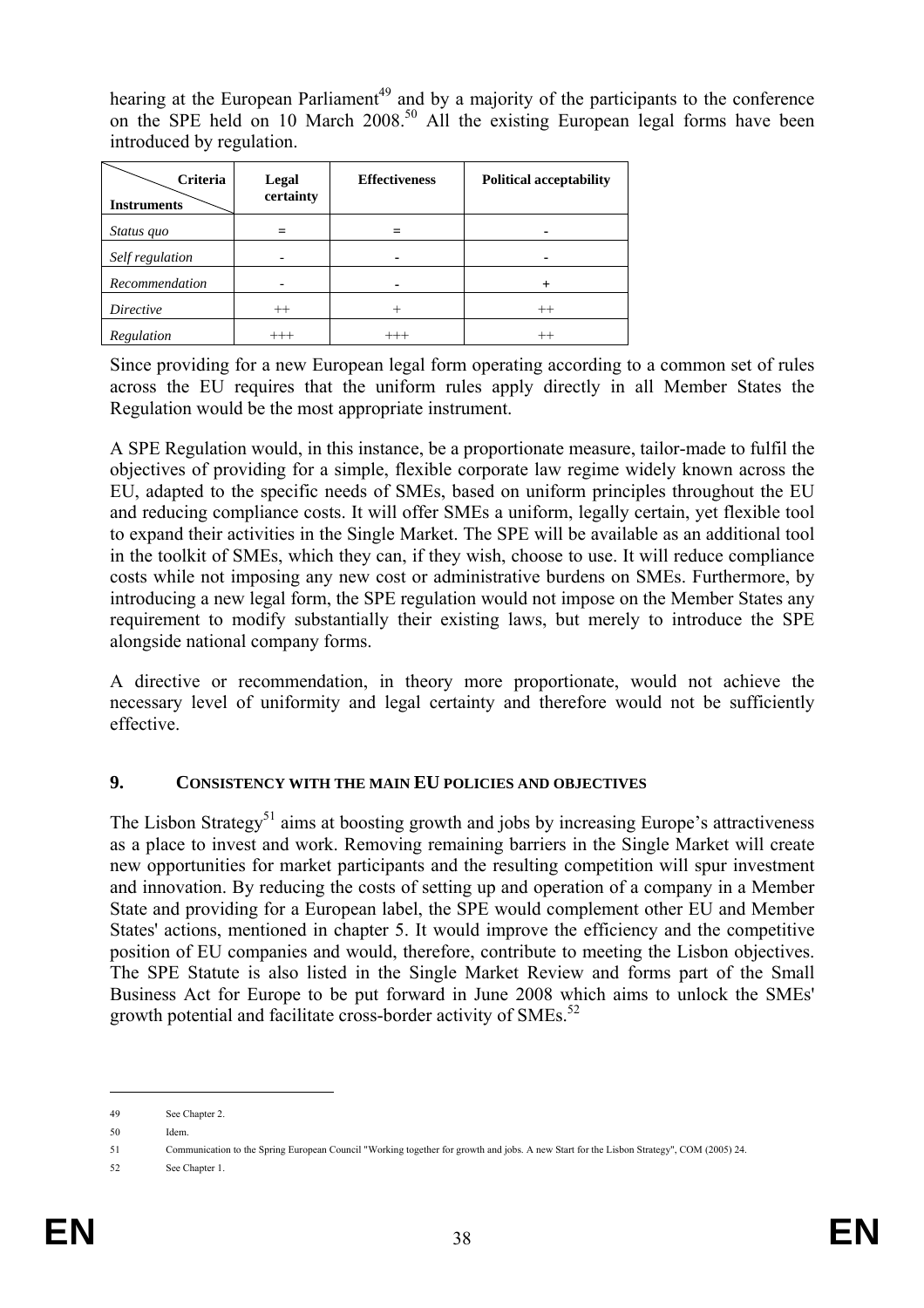hearing at the European Parliament[49] and by a majority of the participants to the conference on the SPE held on 10 March 2008.[50] All the existing European legal forms have been introduced by regulation.

| Criteria / Instruments | Legal certainty | Effectiveness | Political acceptability |
|---|---|---|---|
| *Status quo* | = | = | - |
| *Self regulation* | - | - | - |
| *Recommendation* | - | - | + |
| *Directive* | ++ | + | ++ |
| *Regulation* | +++ | +++ | ++ |

Since providing for a new European legal form operating according to a common set of rules across the EU requires that the uniform rules apply directly in all Member States the Regulation would be the most appropriate instrument.

A SPE Regulation would, in this instance, be a proportionate measure, tailor-made to fulfil the objectives of providing for a simple, flexible corporate law regime widely known across the EU, adapted to the specific needs of SMEs, based on uniform principles throughout the EU and reducing compliance costs. It will offer SMEs a uniform, legally certain, yet flexible tool to expand their activities in the Single Market. The SPE will be available as an additional tool in the toolkit of SMEs, which they can, if they wish, choose to use. It will reduce compliance costs while not imposing any new cost or administrative burdens on SMEs. Furthermore, by introducing a new legal form, the SPE regulation would not impose on the Member States any requirement to modify substantially their existing laws, but merely to introduce the SPE alongside national company forms.

A directive or recommendation, in theory more proportionate, would not achieve the necessary level of uniformity and legal certainty and therefore would not be sufficiently effective.

## 9. CONSISTENCY WITH THE MAIN EU POLICIES AND OBJECTIVES

The Lisbon Strategy[51] aims at boosting growth and jobs by increasing Europe's attractiveness as a place to invest and work. Removing remaining barriers in the Single Market will create new opportunities for market participants and the resulting competition will spur investment and innovation. By reducing the costs of setting up and operation of a company in a Member State and providing for a European label, the SPE would complement other EU and Member States' actions, mentioned in chapter 5. It would improve the efficiency and the competitive position of EU companies and would, therefore, contribute to meeting the Lisbon objectives. The SPE Statute is also listed in the Single Market Review and forms part of the Small Business Act for Europe to be put forward in June 2008 which aims to unlock the SMEs' growth potential and facilitate cross-border activity of SMEs.[52]

---

49 See Chapter 2.

50 Idem.

51 Communication to the Spring European Council "Working together for growth and jobs. A new Start for the Lisbon Strategy", COM (2005) 24.

52 See Chapter 1.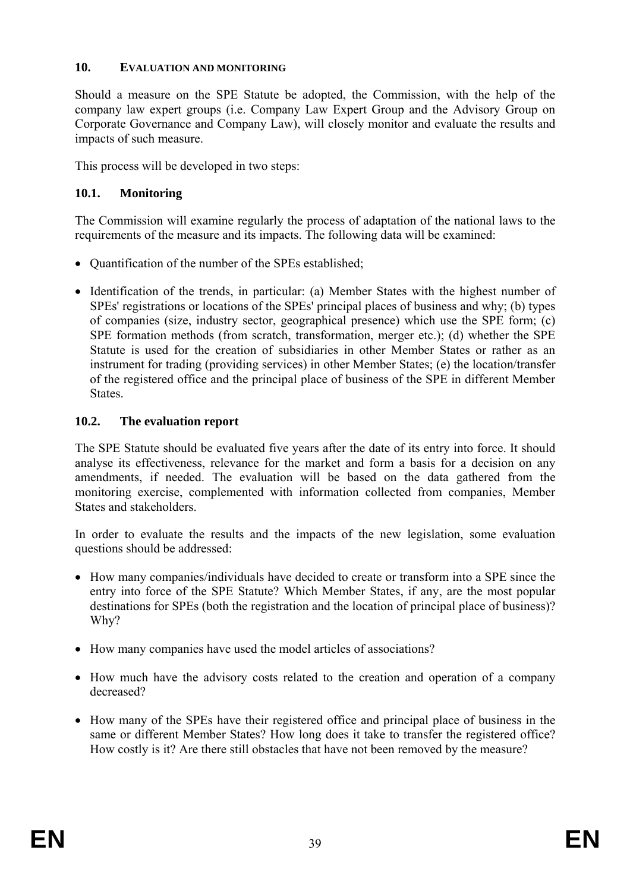## 10. EVALUATION AND MONITORING

Should a measure on the SPE Statute be adopted, the Commission, with the help of the company law expert groups (i.e. Company Law Expert Group and the Advisory Group on Corporate Governance and Company Law), will closely monitor and evaluate the results and impacts of such measure.

This process will be developed in two steps:

### 10.1. Monitoring

The Commission will examine regularly the process of adaptation of the national laws to the requirements of the measure and its impacts. The following data will be examined:

- Quantification of the number of the SPEs established;
- Identification of the trends, in particular: (a) Member States with the highest number of SPEs' registrations or locations of the SPEs' principal places of business and why; (b) types of companies (size, industry sector, geographical presence) which use the SPE form; (c) SPE formation methods (from scratch, transformation, merger etc.); (d) whether the SPE Statute is used for the creation of subsidiaries in other Member States or rather as an instrument for trading (providing services) in other Member States; (e) the location/transfer of the registered office and the principal place of business of the SPE in different Member States.

### 10.2. The evaluation report

The SPE Statute should be evaluated five years after the date of its entry into force. It should analyse its effectiveness, relevance for the market and form a basis for a decision on any amendments, if needed. The evaluation will be based on the data gathered from the monitoring exercise, complemented with information collected from companies, Member States and stakeholders.

In order to evaluate the results and the impacts of the new legislation, some evaluation questions should be addressed:

- How many companies/individuals have decided to create or transform into a SPE since the entry into force of the SPE Statute? Which Member States, if any, are the most popular destinations for SPEs (both the registration and the location of principal place of business)? Why?
- How many companies have used the model articles of associations?
- How much have the advisory costs related to the creation and operation of a company decreased?
- How many of the SPEs have their registered office and principal place of business in the same or different Member States? How long does it take to transfer the registered office? How costly is it? Are there still obstacles that have not been removed by the measure?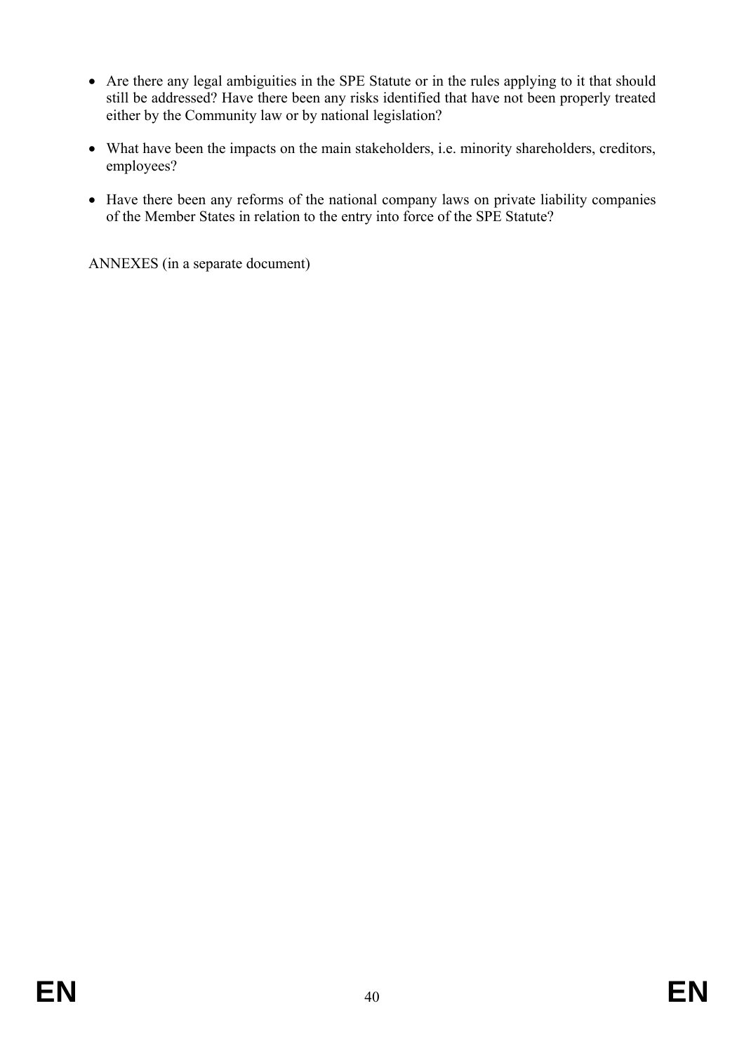- Are there any legal ambiguities in the SPE Statute or in the rules applying to it that should still be addressed? Have there been any risks identified that have not been properly treated either by the Community law or by national legislation?
- What have been the impacts on the main stakeholders, i.e. minority shareholders, creditors, employees?
- Have there been any reforms of the national company laws on private liability companies of the Member States in relation to the entry into force of the SPE Statute?

ANNEXES (in a separate document)